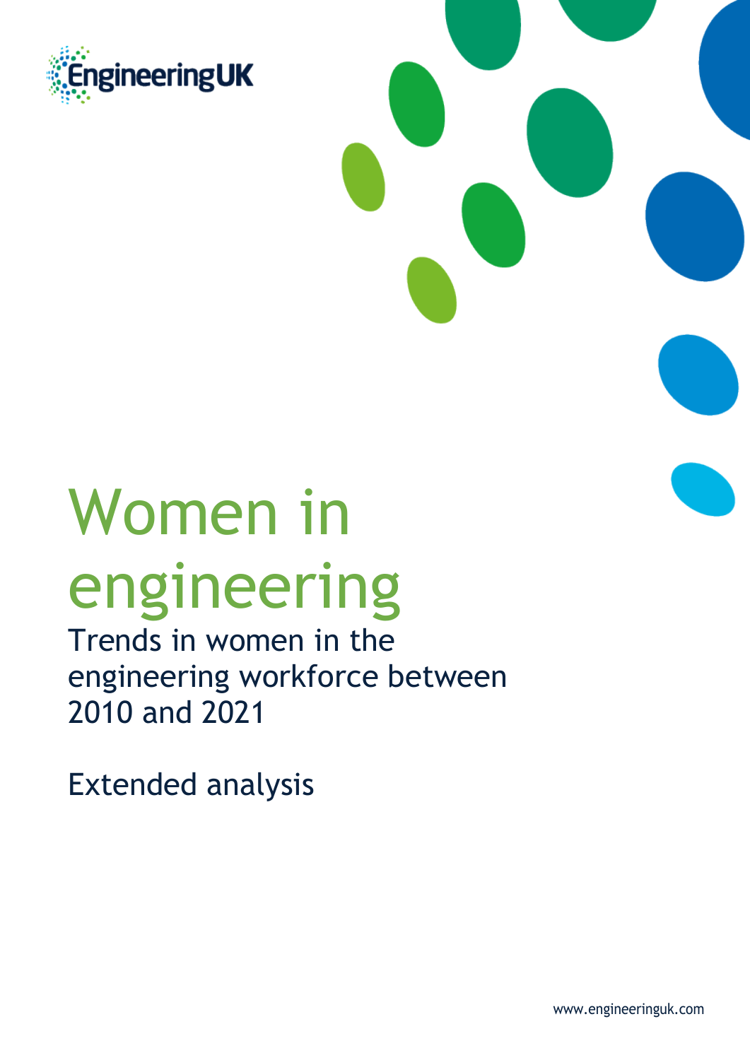EngineeringUK

# Women in engineering

## Trends in women in the engineering workforce between 2010 and 2021

Extended analysis

www.engineeringuk.com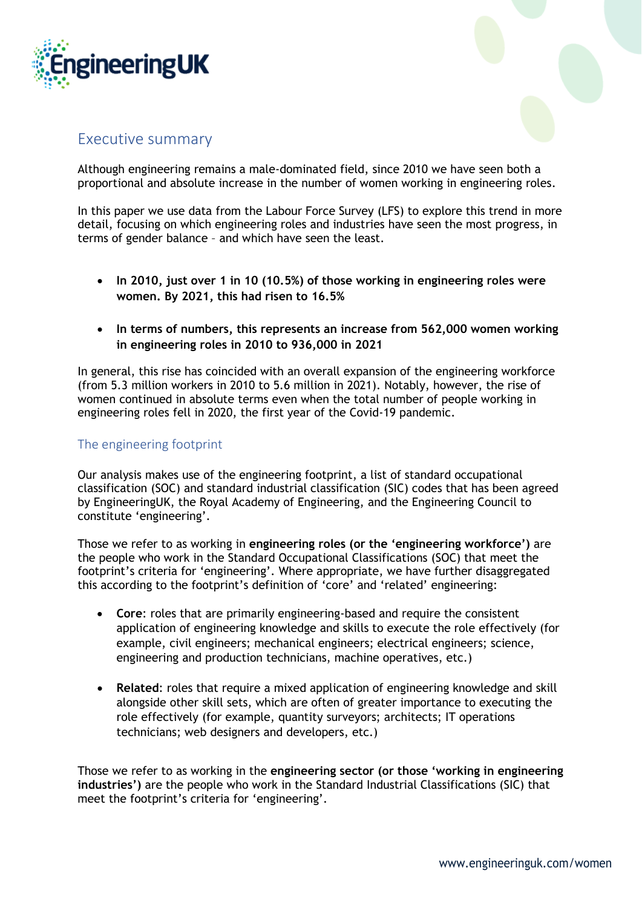## Executive summary

Although engineering remains a male-dominated field, since 2010 we have seen both a proportional and absolute increase in the number of women working in engineering roles.

In this paper we use data from the Labour Force Survey (LFS) to explore this trend in more detail, focusing on which engineering roles and industries have seen the most progress, in terms of gender balance – and which have seen the least.

- **In 2010, just over 1 in 10 (10.5%) of those working in engineering roles were women. By 2021, this had risen to 16.5%**
- **In terms of numbers, this represents an increase from 562,000 women working in engineering roles in 2010 to 936,000 in 2021**

In general, this rise has coincided with an overall expansion of the engineering workforce (from 5.3 million workers in 2010 to 5.6 million in 2021). Notably, however, the rise of women continued in absolute terms even when the total number of people working in engineering roles fell in 2020, the first year of the Covid-19 pandemic.

### The engineering footprint

Our analysis makes use of the engineering footprint, a list of standard occupational classification (SOC) and standard industrial classification (SIC) codes that has been agreed by EngineeringUK, the Royal Academy of Engineering, and the Engineering Council to constitute 'engineering'.

Those we refer to as working in **engineering roles (or the 'engineering workforce')** are the people who work in the Standard Occupational Classifications (SOC) that meet the footprint's criteria for 'engineering'. Where appropriate, we have further disaggregated this according to the footprint's definition of 'core' and 'related' engineering:

- **Core**: roles that are primarily engineering-based and require the consistent application of engineering knowledge and skills to execute the role effectively (for example, civil engineers; mechanical engineers; electrical engineers; science, engineering and production technicians, machine operatives, etc.)
- **Related**: roles that require a mixed application of engineering knowledge and skill alongside other skill sets, which are often of greater importance to executing the role effectively (for example, quantity surveyors; architects; IT operations technicians; web designers and developers, etc.)

Those we refer to as working in the **engineering sector (or those 'working in engineering industries')** are the people who work in the Standard Industrial Classifications (SIC) that meet the footprint's criteria for 'engineering'.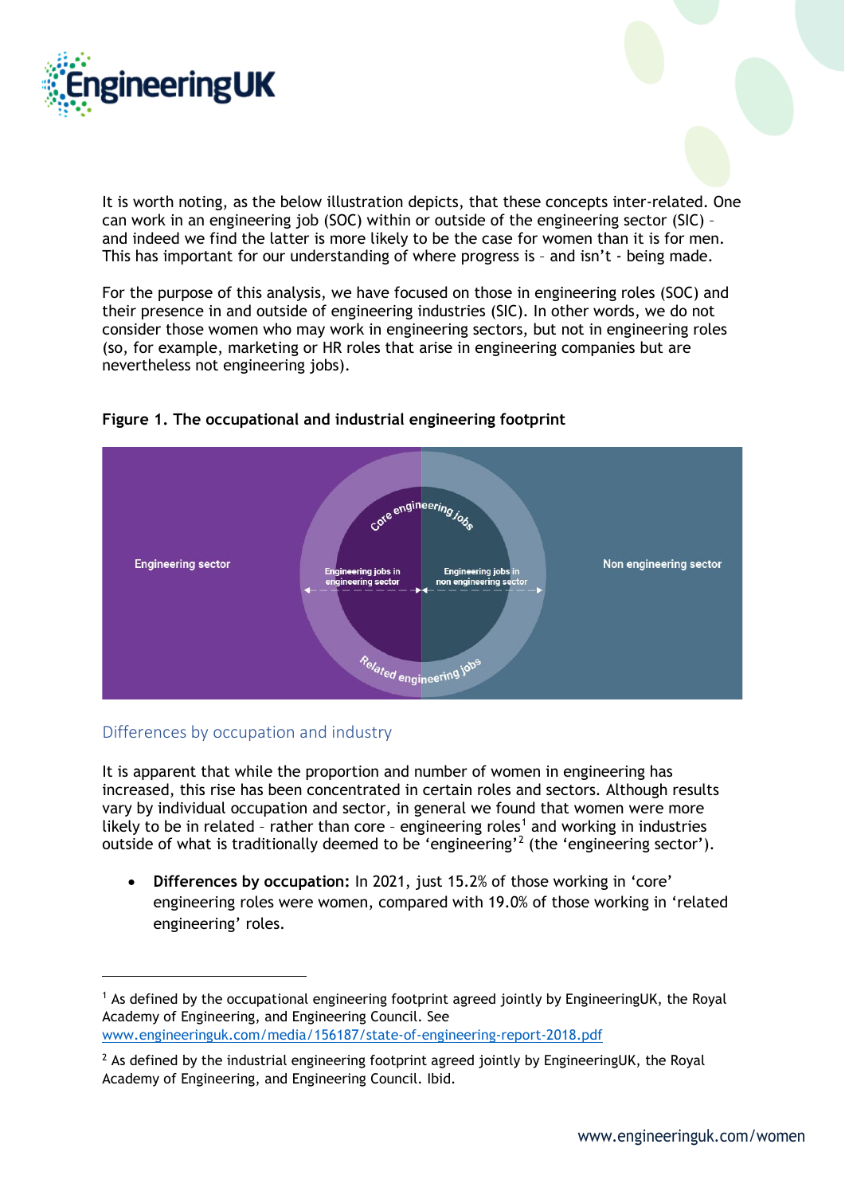It is worth noting, as the below illustration depicts, that these concepts inter-related. One can work in an engineering job (SOC) within or outside of the engineering sector (SIC) – and indeed we find the latter is more likely to be the case for women than it is for men. This has important for our understanding of where progress is – and isn't - being made.

For the purpose of this analysis, we have focused on those in engineering roles (SOC) and their presence in and outside of engineering industries (SIC). In other words, we do not consider those women who may work in engineering sectors, but not in engineering roles (so, for example, marketing or HR roles that arise in engineering companies but are nevertheless not engineering jobs).

**Figure 1. The occupational and industrial engineering footprint**

Engineering sector

Core engineering jobs

Engineering jobs in engineering sector

Engineering jobs in non engineering sector

Related engineering jobs

Non engineering sector

## Differences by occupation and industry

It is apparent that while the proportion and number of women in engineering has increased, this rise has been concentrated in certain roles and sectors. Although results vary by individual occupation and sector, in general we found that women were more likely to be in related – rather than core – engineering roles[1] and working in industries outside of what is traditionally deemed to be 'engineering'[2] (the 'engineering sector').

- **Differences by occupation:** In 2021, just 15.2% of those working in 'core' engineering roles were women, compared with 19.0% of those working in 'related engineering' roles.

---

[1] As defined by the occupational engineering footprint agreed jointly by EngineeringUK, the Royal Academy of Engineering, and Engineering Council. See www.engineeringuk.com/media/156187/state-of-engineering-report-2018.pdf

[2] As defined by the industrial engineering footprint agreed jointly by EngineeringUK, the Royal Academy of Engineering, and Engineering Council. Ibid.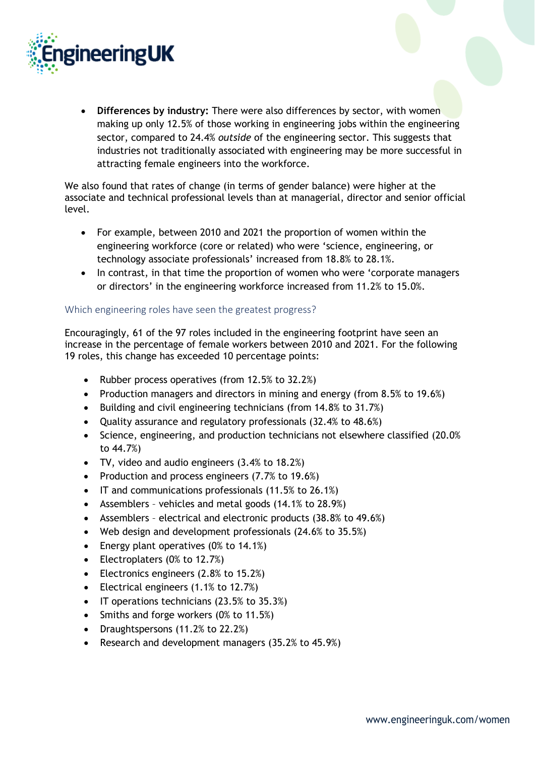- **Differences by industry:** There were also differences by sector, with women making up only 12.5% of those working in engineering jobs within the engineering sector, compared to 24.4% *outside* of the engineering sector. This suggests that industries not traditionally associated with engineering may be more successful in attracting female engineers into the workforce.

We also found that rates of change (in terms of gender balance) were higher at the associate and technical professional levels than at managerial, director and senior official level.

- For example, between 2010 and 2021 the proportion of women within the engineering workforce (core or related) who were 'science, engineering, or technology associate professionals' increased from 18.8% to 28.1%.
- In contrast, in that time the proportion of women who were 'corporate managers or directors' in the engineering workforce increased from 11.2% to 15.0%.

### Which engineering roles have seen the greatest progress?

Encouragingly, 61 of the 97 roles included in the engineering footprint have seen an increase in the percentage of female workers between 2010 and 2021. For the following 19 roles, this change has exceeded 10 percentage points:

- Rubber process operatives (from 12.5% to 32.2%)
- Production managers and directors in mining and energy (from 8.5% to 19.6%)
- Building and civil engineering technicians (from 14.8% to 31.7%)
- Quality assurance and regulatory professionals (32.4% to 48.6%)
- Science, engineering, and production technicians not elsewhere classified (20.0% to 44.7%)
- TV, video and audio engineers (3.4% to 18.2%)
- Production and process engineers (7.7% to 19.6%)
- IT and communications professionals (11.5% to 26.1%)
- Assemblers – vehicles and metal goods (14.1% to 28.9%)
- Assemblers – electrical and electronic products (38.8% to 49.6%)
- Web design and development professionals (24.6% to 35.5%)
- Energy plant operatives (0% to 14.1%)
- Electroplaters (0% to 12.7%)
- Electronics engineers (2.8% to 15.2%)
- Electrical engineers (1.1% to 12.7%)
- IT operations technicians (23.5% to 35.3%)
- Smiths and forge workers (0% to 11.5%)
- Draughtspersons (11.2% to 22.2%)
- Research and development managers (35.2% to 45.9%)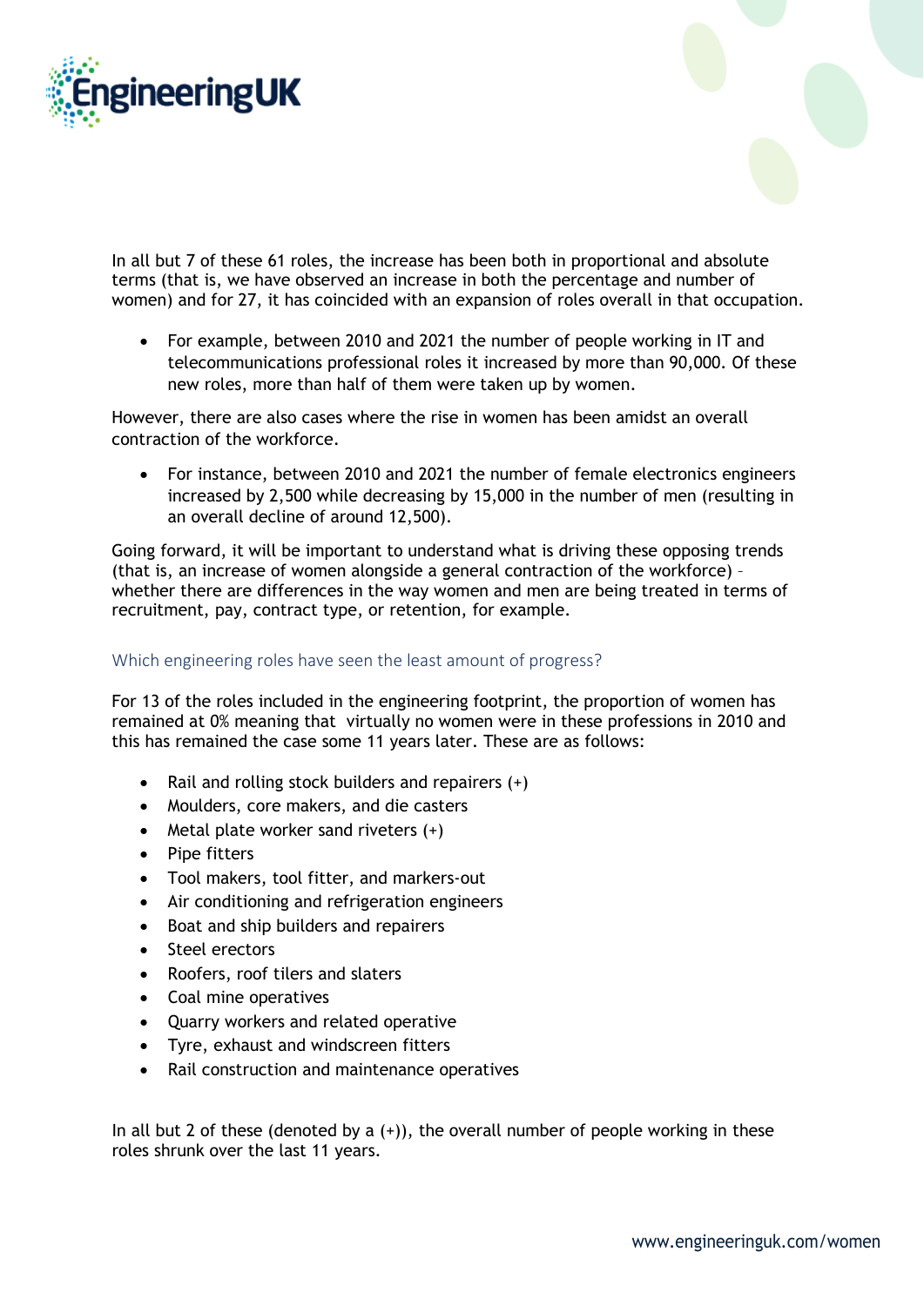In all but 7 of these 61 roles, the increase has been both in proportional and absolute terms (that is, we have observed an increase in both the percentage and number of women) and for 27, it has coincided with an expansion of roles overall in that occupation.

- For example, between 2010 and 2021 the number of people working in IT and telecommunications professional roles it increased by more than 90,000. Of these new roles, more than half of them were taken up by women.

However, there are also cases where the rise in women has been amidst an overall contraction of the workforce.

- For instance, between 2010 and 2021 the number of female electronics engineers increased by 2,500 while decreasing by 15,000 in the number of men (resulting in an overall decline of around 12,500).

Going forward, it will be important to understand what is driving these opposing trends (that is, an increase of women alongside a general contraction of the workforce) – whether there are differences in the way women and men are being treated in terms of recruitment, pay, contract type, or retention, for example.

### Which engineering roles have seen the least amount of progress?

For 13 of the roles included in the engineering footprint, the proportion of women has remained at 0% meaning that virtually no women were in these professions in 2010 and this has remained the case some 11 years later. These are as follows:

- Rail and rolling stock builders and repairers (+)
- Moulders, core makers, and die casters
- Metal plate worker sand riveters (+)
- Pipe fitters
- Tool makers, tool fitter, and markers-out
- Air conditioning and refrigeration engineers
- Boat and ship builders and repairers
- Steel erectors
- Roofers, roof tilers and slaters
- Coal mine operatives
- Quarry workers and related operative
- Tyre, exhaust and windscreen fitters
- Rail construction and maintenance operatives

In all but 2 of these (denoted by a (+)), the overall number of people working in these roles shrunk over the last 11 years.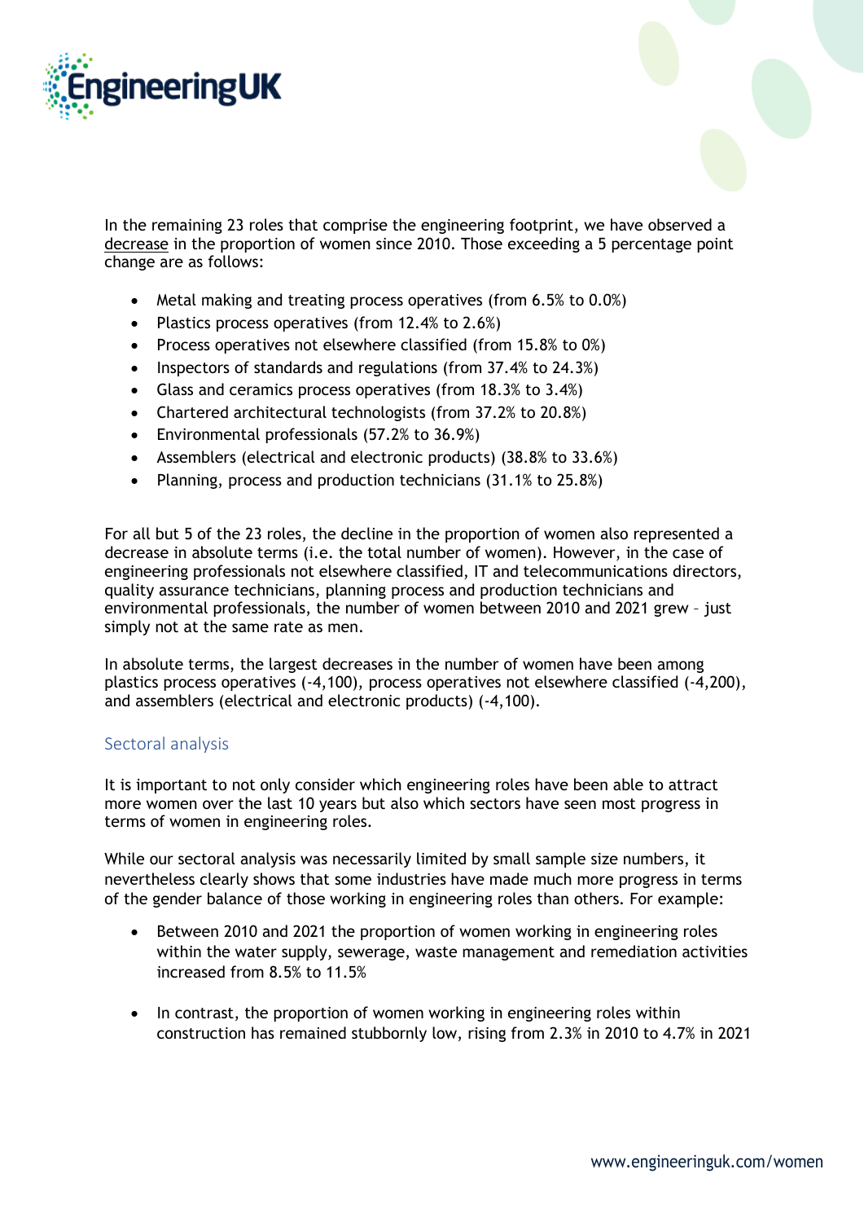In the remaining 23 roles that comprise the engineering footprint, we have observed a decrease in the proportion of women since 2010. Those exceeding a 5 percentage point change are as follows:

- Metal making and treating process operatives (from 6.5% to 0.0%)
- Plastics process operatives (from 12.4% to 2.6%)
- Process operatives not elsewhere classified (from 15.8% to 0%)
- Inspectors of standards and regulations (from 37.4% to 24.3%)
- Glass and ceramics process operatives (from 18.3% to 3.4%)
- Chartered architectural technologists (from 37.2% to 20.8%)
- Environmental professionals (57.2% to 36.9%)
- Assemblers (electrical and electronic products) (38.8% to 33.6%)
- Planning, process and production technicians (31.1% to 25.8%)

For all but 5 of the 23 roles, the decline in the proportion of women also represented a decrease in absolute terms (i.e. the total number of women). However, in the case of engineering professionals not elsewhere classified, IT and telecommunications directors, quality assurance technicians, planning process and production technicians and environmental professionals, the number of women between 2010 and 2021 grew – just simply not at the same rate as men.

In absolute terms, the largest decreases in the number of women have been among plastics process operatives (-4,100), process operatives not elsewhere classified (-4,200), and assemblers (electrical and electronic products) (-4,100).

## Sectoral analysis

It is important to not only consider which engineering roles have been able to attract more women over the last 10 years but also which sectors have seen most progress in terms of women in engineering roles.

While our sectoral analysis was necessarily limited by small sample size numbers, it nevertheless clearly shows that some industries have made much more progress in terms of the gender balance of those working in engineering roles than others. For example:

- Between 2010 and 2021 the proportion of women working in engineering roles within the water supply, sewerage, waste management and remediation activities increased from 8.5% to 11.5%
- In contrast, the proportion of women working in engineering roles within construction has remained stubbornly low, rising from 2.3% in 2010 to 4.7% in 2021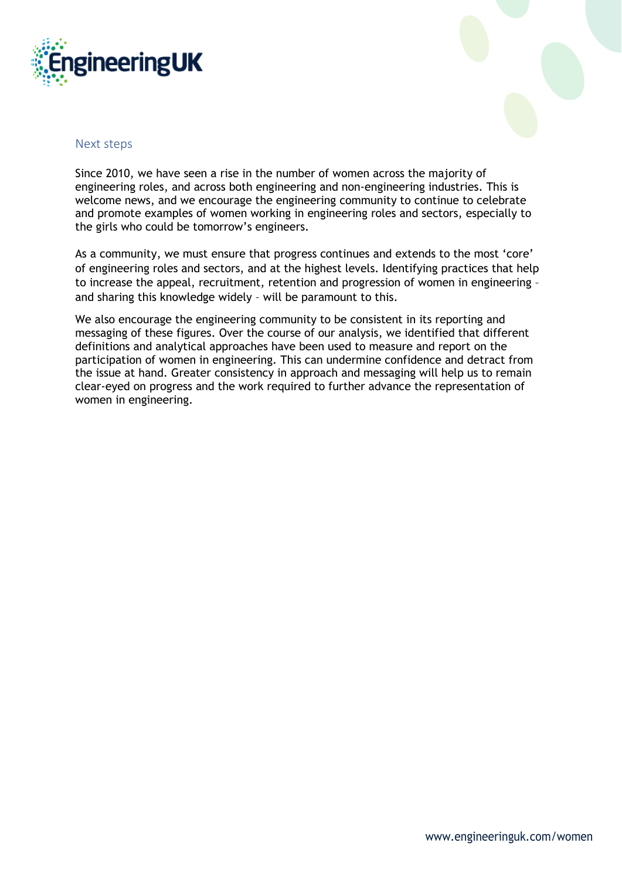## Next steps

Since 2010, we have seen a rise in the number of women across the majority of engineering roles, and across both engineering and non-engineering industries. This is welcome news, and we encourage the engineering community to continue to celebrate and promote examples of women working in engineering roles and sectors, especially to the girls who could be tomorrow's engineers.

As a community, we must ensure that progress continues and extends to the most 'core' of engineering roles and sectors, and at the highest levels. Identifying practices that help to increase the appeal, recruitment, retention and progression of women in engineering – and sharing this knowledge widely – will be paramount to this.

We also encourage the engineering community to be consistent in its reporting and messaging of these figures. Over the course of our analysis, we identified that different definitions and analytical approaches have been used to measure and report on the participation of women in engineering. This can undermine confidence and detract from the issue at hand. Greater consistency in approach and messaging will help us to remain clear-eyed on progress and the work required to further advance the representation of women in engineering.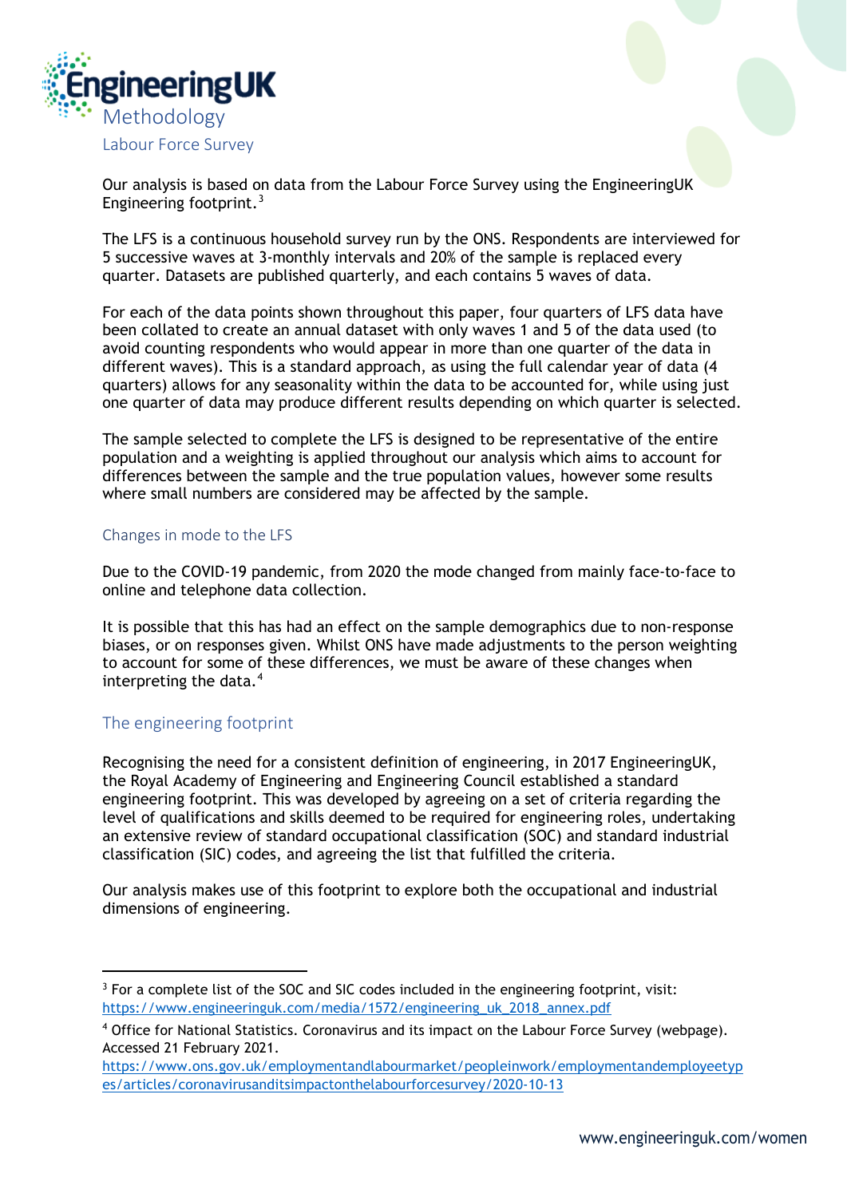# Methodology

## Labour Force Survey

Our analysis is based on data from the Labour Force Survey using the EngineeringUK Engineering footprint.[3]

The LFS is a continuous household survey run by the ONS. Respondents are interviewed for 5 successive waves at 3-monthly intervals and 20% of the sample is replaced every quarter. Datasets are published quarterly, and each contains 5 waves of data.

For each of the data points shown throughout this paper, four quarters of LFS data have been collated to create an annual dataset with only waves 1 and 5 of the data used (to avoid counting respondents who would appear in more than one quarter of the data in different waves). This is a standard approach, as using the full calendar year of data (4 quarters) allows for any seasonality within the data to be accounted for, while using just one quarter of data may produce different results depending on which quarter is selected.

The sample selected to complete the LFS is designed to be representative of the entire population and a weighting is applied throughout our analysis which aims to account for differences between the sample and the true population values, however some results where small numbers are considered may be affected by the sample.

### Changes in mode to the LFS

Due to the COVID-19 pandemic, from 2020 the mode changed from mainly face-to-face to online and telephone data collection.

It is possible that this has had an effect on the sample demographics due to non-response biases, or on responses given. Whilst ONS have made adjustments to the person weighting to account for some of these differences, we must be aware of these changes when interpreting the data.[4]

## The engineering footprint

Recognising the need for a consistent definition of engineering, in 2017 EngineeringUK, the Royal Academy of Engineering and Engineering Council established a standard engineering footprint. This was developed by agreeing on a set of criteria regarding the level of qualifications and skills deemed to be required for engineering roles, undertaking an extensive review of standard occupational classification (SOC) and standard industrial classification (SIC) codes, and agreeing the list that fulfilled the criteria.

Our analysis makes use of this footprint to explore both the occupational and industrial dimensions of engineering.

---

[3] For a complete list of the SOC and SIC codes included in the engineering footprint, visit: https://www.engineeringuk.com/media/1572/engineering_uk_2018_annex.pdf

[4] Office for National Statistics. Coronavirus and its impact on the Labour Force Survey (webpage). Accessed 21 February 2021. https://www.ons.gov.uk/employmentandlabourmarket/peopleinwork/employmentandemployeetypes/articles/coronavirusanditsimpactonthelabourforcesurvey/2020-10-13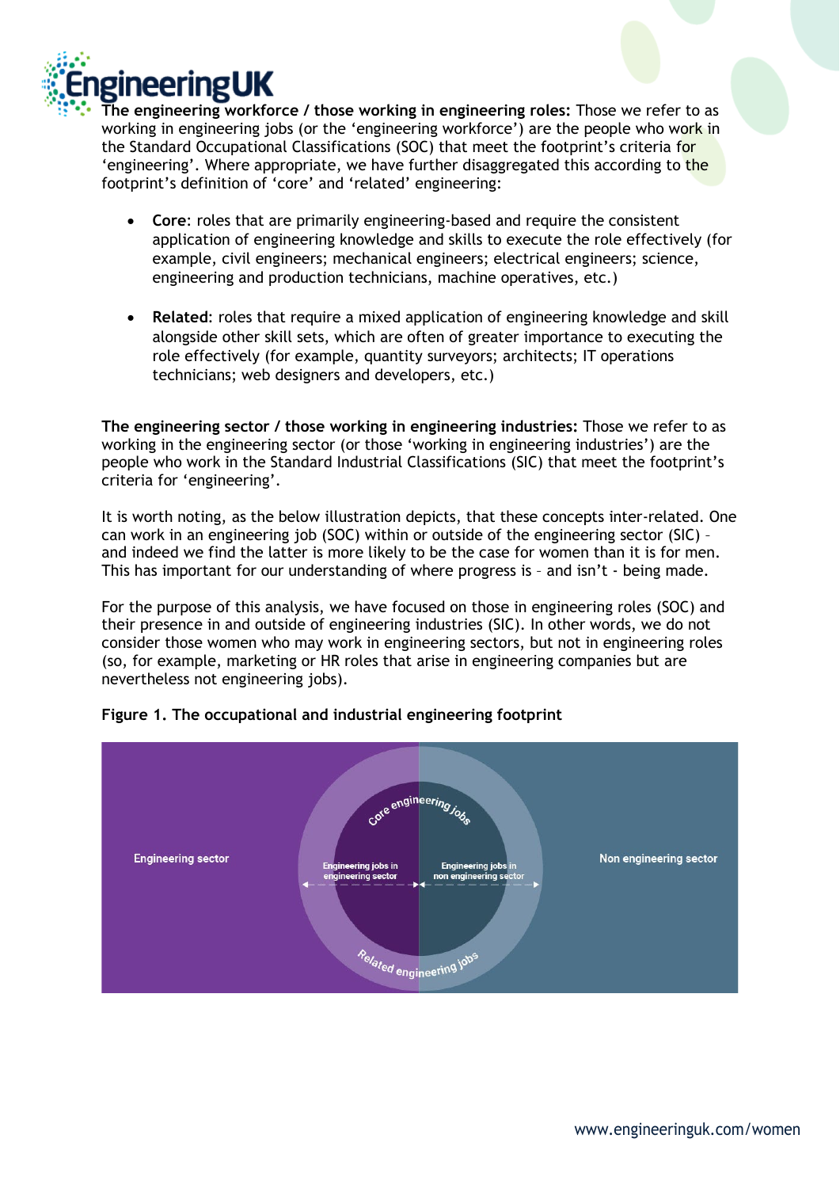**The engineering workforce / those working in engineering roles:** Those we refer to as working in engineering jobs (or the 'engineering workforce') are the people who work in the Standard Occupational Classifications (SOC) that meet the footprint's criteria for 'engineering'. Where appropriate, we have further disaggregated this according to the footprint's definition of 'core' and 'related' engineering:

- **Core**: roles that are primarily engineering-based and require the consistent application of engineering knowledge and skills to execute the role effectively (for example, civil engineers; mechanical engineers; electrical engineers; science, engineering and production technicians, machine operatives, etc.)

- **Related**: roles that require a mixed application of engineering knowledge and skill alongside other skill sets, which are often of greater importance to executing the role effectively (for example, quantity surveyors; architects; IT operations technicians; web designers and developers, etc.)

**The engineering sector / those working in engineering industries:** Those we refer to as working in the engineering sector (or those 'working in engineering industries') are the people who work in the Standard Industrial Classifications (SIC) that meet the footprint's criteria for 'engineering'.

It is worth noting, as the below illustration depicts, that these concepts inter-related. One can work in an engineering job (SOC) within or outside of the engineering sector (SIC) – and indeed we find the latter is more likely to be the case for women than it is for men. This has important for our understanding of where progress is – and isn't - being made.

For the purpose of this analysis, we have focused on those in engineering roles (SOC) and their presence in and outside of engineering industries (SIC). In other words, we do not consider those women who may work in engineering sectors, but not in engineering roles (so, for example, marketing or HR roles that arise in engineering companies but are nevertheless not engineering jobs).

**Figure 1. The occupational and industrial engineering footprint**

Engineering sector | Core engineering jobs | Engineering jobs in engineering sector | Engineering jobs in non engineering sector | Related engineering jobs | Non engineering sector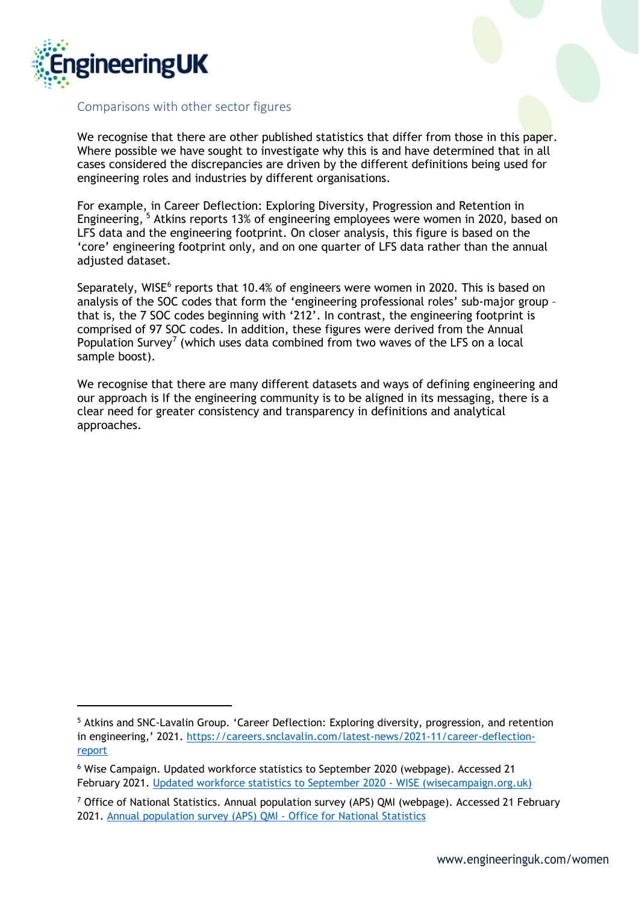## Comparisons with other sector figures

We recognise that there are other published statistics that differ from those in this paper. Where possible we have sought to investigate why this is and have determined that in all cases considered the discrepancies are driven by the different definitions being used for engineering roles and industries by different organisations.

For example, in Career Deflection: Exploring Diversity, Progression and Retention in Engineering, [5] Atkins reports 13% of engineering employees were women in 2020, based on LFS data and the engineering footprint. On closer analysis, this figure is based on the 'core' engineering footprint only, and on one quarter of LFS data rather than the annual adjusted dataset.

Separately, WISE[6] reports that 10.4% of engineers were women in 2020. This is based on analysis of the SOC codes that form the 'engineering professional roles' sub-major group – that is, the 7 SOC codes beginning with '212'. In contrast, the engineering footprint is comprised of 97 SOC codes. In addition, these figures were derived from the Annual Population Survey[7] (which uses data combined from two waves of the LFS on a local sample boost).

We recognise that there are many different datasets and ways of defining engineering and our approach is If the engineering community is to be aligned in its messaging, there is a clear need for greater consistency and transparency in definitions and analytical approaches.

---

[5] Atkins and SNC-Lavalin Group. 'Career Deflection: Exploring diversity, progression, and retention in engineering,' 2021. [https://careers.snclavalin.com/latest-news/2021-11/career-deflection-report](https://careers.snclavalin.com/latest-news/2021-11/career-deflection-report)

[6] Wise Campaign. Updated workforce statistics to September 2020 (webpage). Accessed 21 February 2021. [Updated workforce statistics to September 2020 - WISE (wisecampaign.org.uk)](wisecampaign.org.uk)

[7] Office of National Statistics. Annual population survey (APS) QMI (webpage). Accessed 21 February 2021. Annual population survey (APS) QMI - Office for National Statistics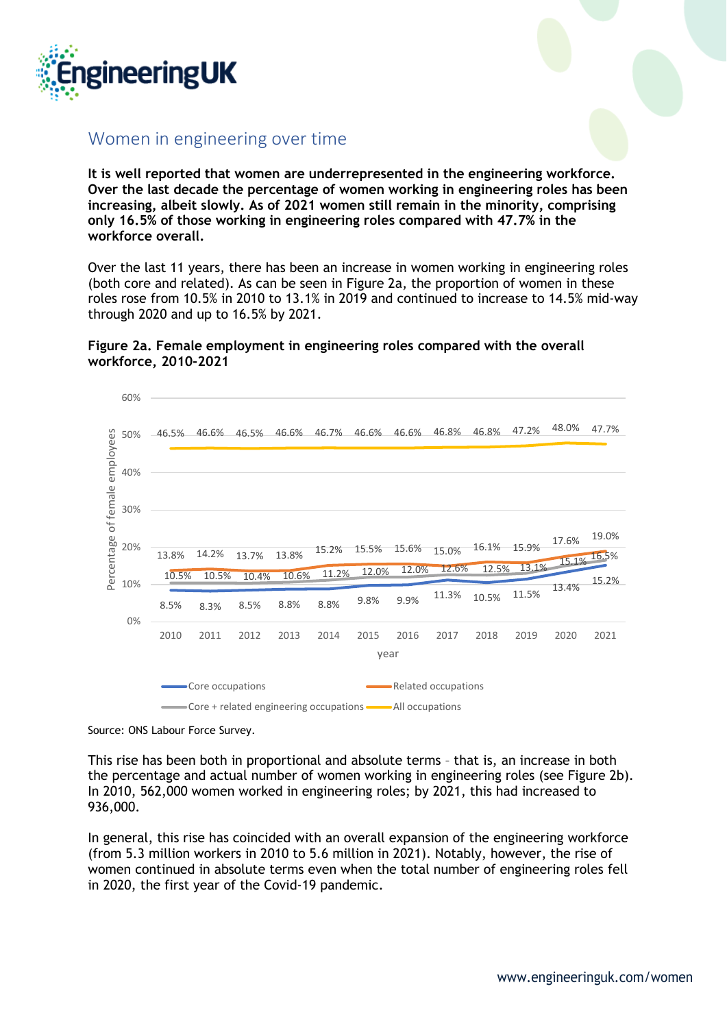## Women in engineering over time

**It is well reported that women are underrepresented in the engineering workforce. Over the last decade the percentage of women working in engineering roles has been increasing, albeit slowly. As of 2021 women still remain in the minority, comprising only 16.5% of those working in engineering roles compared with 47.7% in the workforce overall.**

Over the last 11 years, there has been an increase in women working in engineering roles (both core and related). As can be seen in Figure 2a, the proportion of women in these roles rose from 10.5% in 2010 to 13.1% in 2019 and continued to increase to 14.5% mid-way through 2020 and up to 16.5% by 2021.

**Figure 2a. Female employment in engineering roles compared with the overall workforce, 2010-2021**

| Year | Core occupations | Related occupations | Core + related engineering occupations | All occupations |
|---|---|---|---|---|
| 2010 | 8.5% | 13.8% | 10.5% | 46.5% |
| 2011 | 8.3% | 14.2% | 10.5% | 46.6% |
| 2012 | 8.5% | 13.7% | 10.4% | 46.5% |
| 2013 | 8.8% | 13.8% | 10.6% | 46.6% |
| 2014 | 8.8% | 15.2% | 11.2% | 46.7% |
| 2015 | 9.8% | 15.5% | 12.0% | 46.6% |
| 2016 | 9.9% | 15.6% | 12.0% | 46.6% |
| 2017 | 11.3% | 15.0% | 12.6% | 46.8% |
| 2018 | 10.5% | 16.1% | 12.5% | 46.8% |
| 2019 | 11.5% | 15.9% | 13.1% | 47.2% |
| 2020 | 13.4% | 17.6% | 15.1% | 48.0% |
| 2021 | 15.2% | 19.0% | 16.5% | 47.7% |

Source: ONS Labour Force Survey.

This rise has been both in proportional and absolute terms – that is, an increase in both the percentage and actual number of women working in engineering roles (see Figure 2b). In 2010, 562,000 women worked in engineering roles; by 2021, this had increased to 936,000.

In general, this rise has coincided with an overall expansion of the engineering workforce (from 5.3 million workers in 2010 to 5.6 million in 2021). Notably, however, the rise of women continued in absolute terms even when the total number of engineering roles fell in 2020, the first year of the Covid-19 pandemic.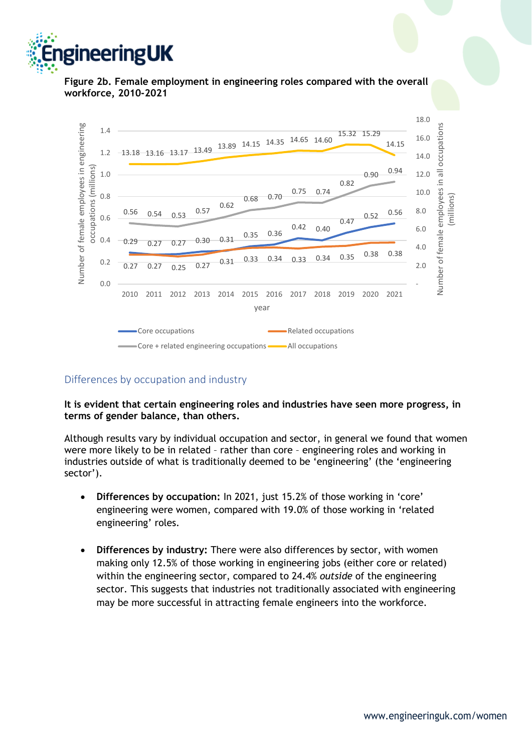**Figure 2b. Female employment in engineering roles compared with the overall workforce, 2010-2021**

| year | Core occupations | Related occupations | Core + related engineering occupations | All occupations |
|---|---|---|---|---|
| 2010 | 0.29 | 0.27 | 0.56 | 13.18 |
| 2011 | 0.27 | 0.27 | 0.54 | 13.16 |
| 2012 | 0.27 | 0.25 | 0.53 | 13.17 |
| 2013 | 0.30 | 0.27 | 0.57 | 13.49 |
| 2014 | 0.31 | 0.31 | 0.62 | 13.89 |
| 2015 | 0.35 | 0.33 | 0.68 | 14.15 |
| 2016 | 0.36 | 0.34 | 0.70 | 14.35 |
| 2017 | 0.42 | 0.33 | 0.75 | 14.65 |
| 2018 | 0.40 | 0.34 | 0.74 | 14.60 |
| 2019 | 0.47 | 0.35 | 0.82 | 15.32 |
| 2020 | 0.52 | 0.38 | 0.90 | 15.29 |
| 2021 | 0.56 | 0.38 | 0.94 | 14.15 |

Left axis: Number of female employees in engineering occupations (millions). Right axis: Number of female employees in all occupations (millions).

## Differences by occupation and industry

**It is evident that certain engineering roles and industries have seen more progress, in terms of gender balance, than others.**

Although results vary by individual occupation and sector, in general we found that women were more likely to be in related – rather than core – engineering roles and working in industries outside of what is traditionally deemed to be 'engineering' (the 'engineering sector').

- **Differences by occupation:** In 2021, just 15.2% of those working in 'core' engineering were women, compared with 19.0% of those working in 'related engineering' roles.
- **Differences by industry:** There were also differences by sector, with women making only 12.5% of those working in engineering jobs (either core or related) within the engineering sector, compared to 24.4% *outside* of the engineering sector. This suggests that industries not traditionally associated with engineering may be more successful in attracting female engineers into the workforce.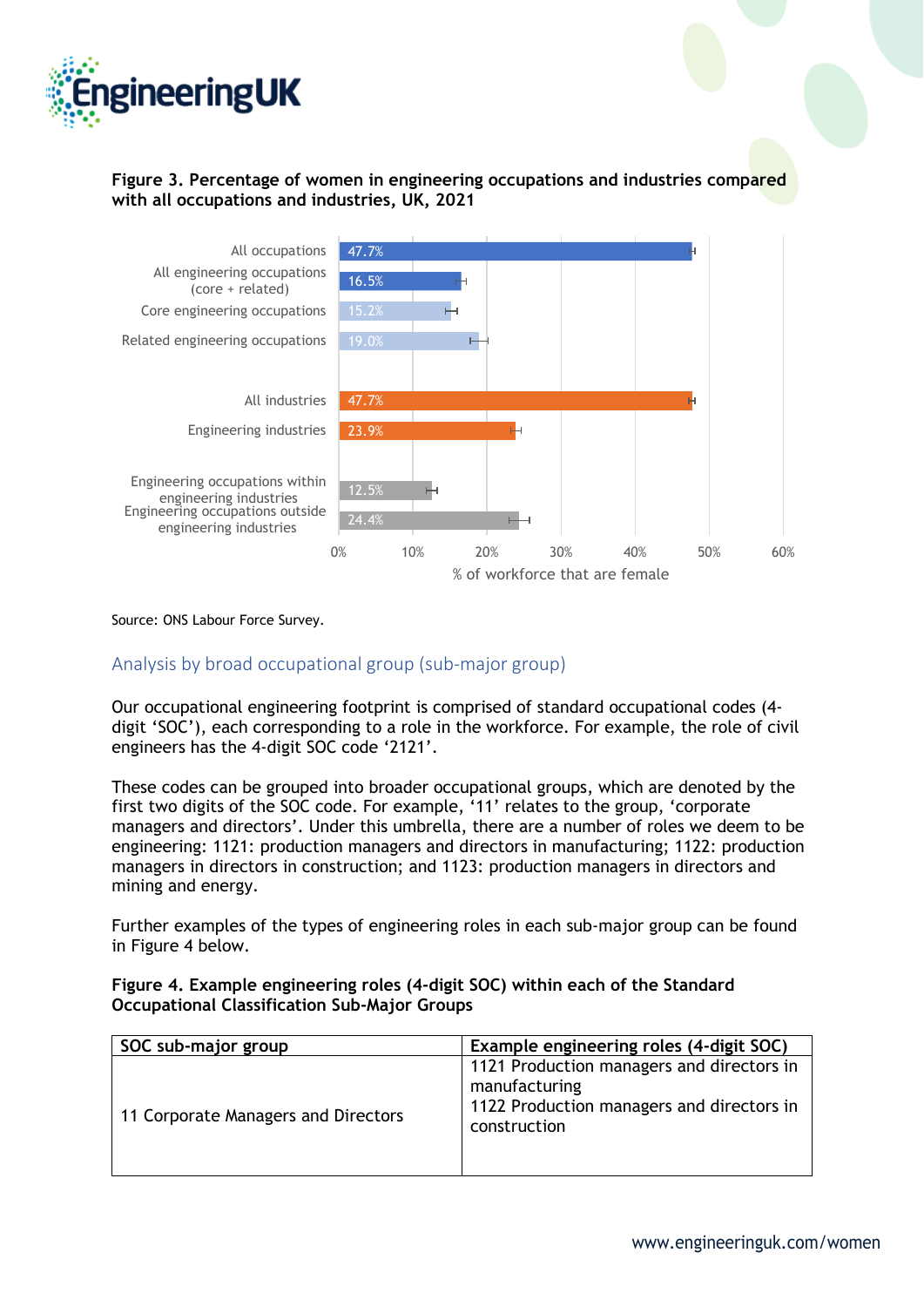**Figure 3. Percentage of women in engineering occupations and industries compared with all occupations and industries, UK, 2021**

| Category | % of workforce that are female |
|---|---|
| All occupations | 47.7% |
| All engineering occupations (core + related) | 16.5% |
| Core engineering occupations | 15.2% |
| Related engineering occupations | 19.0% |
| All industries | 47.7% |
| Engineering industries | 23.9% |
| Engineering occupations within engineering industries | 12.5% |
| Engineering occupations outside engineering industries | 24.4% |

Source: ONS Labour Force Survey.

## Analysis by broad occupational group (sub-major group)

Our occupational engineering footprint is comprised of standard occupational codes (4-digit 'SOC'), each corresponding to a role in the workforce. For example, the role of civil engineers has the 4-digit SOC code '2121'.

These codes can be grouped into broader occupational groups, which are denoted by the first two digits of the SOC code. For example, '11' relates to the group, 'corporate managers and directors'. Under this umbrella, there are a number of roles we deem to be engineering: 1121: production managers and directors in manufacturing; 1122: production managers in directors in construction; and 1123: production managers in directors and mining and energy.

Further examples of the types of engineering roles in each sub-major group can be found in Figure 4 below.

**Figure 4. Example engineering roles (4-digit SOC) within each of the Standard Occupational Classification Sub-Major Groups**

| SOC sub-major group | Example engineering roles (4-digit SOC) |
|---|---|
| 11 Corporate Managers and Directors | 1121 Production managers and directors in manufacturing<br>1122 Production managers and directors in construction |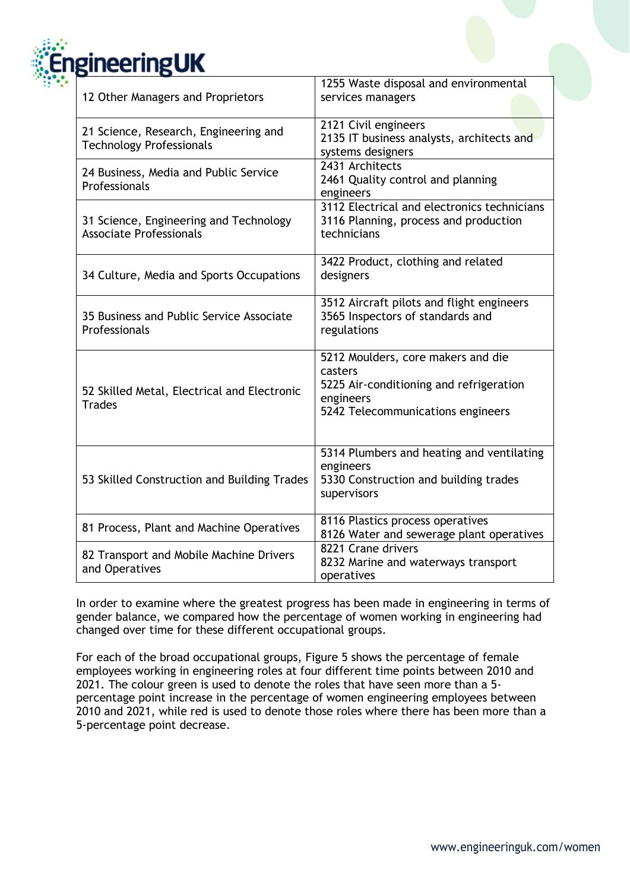| | |
|---|---|
| 12 Other Managers and Proprietors | 1255 Waste disposal and environmental services managers |
| 21 Science, Research, Engineering and Technology Professionals | 2121 Civil engineers<br>2135 IT business analysts, architects and systems designers |
| 24 Business, Media and Public Service Professionals | 2431 Architects<br>2461 Quality control and planning engineers |
| 31 Science, Engineering and Technology Associate Professionals | 3112 Electrical and electronics technicians<br>3116 Planning, process and production technicians |
| 34 Culture, Media and Sports Occupations | 3422 Product, clothing and related designers |
| 35 Business and Public Service Associate Professionals | 3512 Aircraft pilots and flight engineers<br>3565 Inspectors of standards and regulations |
| 52 Skilled Metal, Electrical and Electronic Trades | 5212 Moulders, core makers and die casters<br>5225 Air-conditioning and refrigeration engineers<br>5242 Telecommunications engineers |
| 53 Skilled Construction and Building Trades | 5314 Plumbers and heating and ventilating engineers<br>5330 Construction and building trades supervisors |
| 81 Process, Plant and Machine Operatives | 8116 Plastics process operatives<br>8126 Water and sewerage plant operatives |
| 82 Transport and Mobile Machine Drivers and Operatives | 8221 Crane drivers<br>8232 Marine and waterways transport operatives |

In order to examine where the greatest progress has been made in engineering in terms of gender balance, we compared how the percentage of women working in engineering had changed over time for these different occupational groups.

For each of the broad occupational groups, Figure 5 shows the percentage of female employees working in engineering roles at four different time points between 2010 and 2021. The colour green is used to denote the roles that have seen more than a 5-percentage point increase in the percentage of women engineering employees between 2010 and 2021, while red is used to denote those roles where there has been more than a 5-percentage point decrease.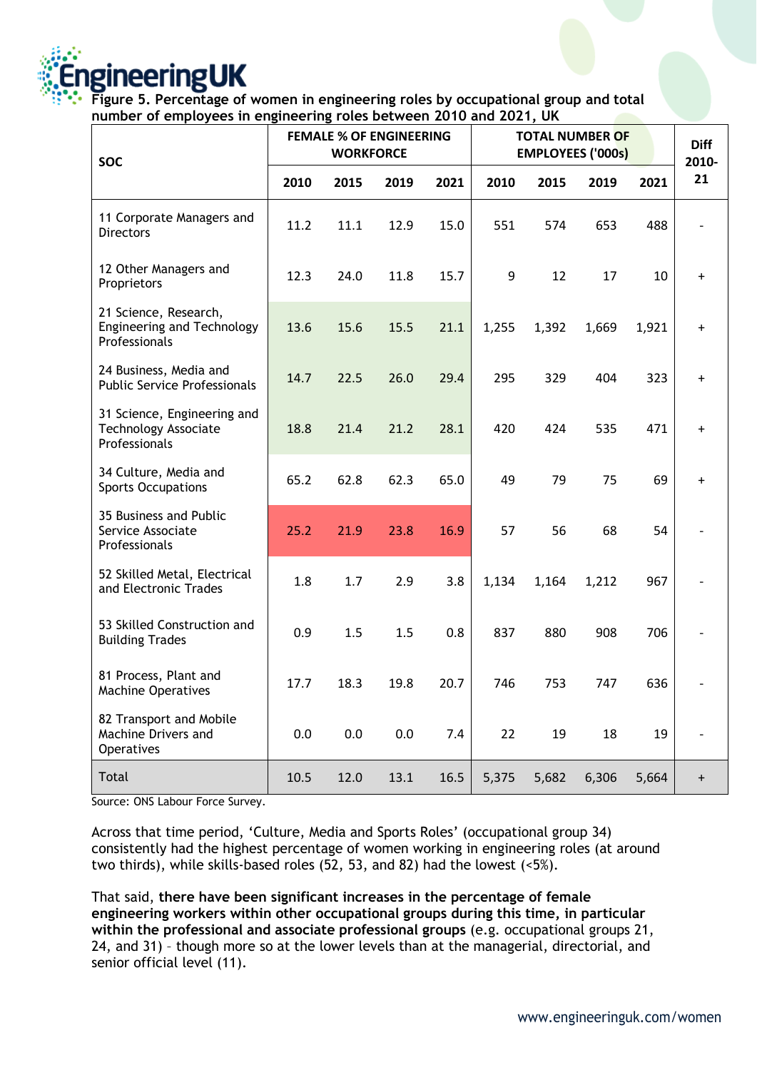**Figure 5. Percentage of women in engineering roles by occupational group and total number of employees in engineering roles between 2010 and 2021, UK**

| SOC | FEMALE % OF ENGINEERING WORKFORCE | | | | TOTAL NUMBER OF EMPLOYEES ('000s) | | | | Diff 2010-21 |
|---|---|---|---|---|---|---|---|---|---|
| | 2010 | 2015 | 2019 | 2021 | 2010 | 2015 | 2019 | 2021 | |
| 11 Corporate Managers and Directors | 11.2 | 11.1 | 12.9 | 15.0 | 551 | 574 | 653 | 488 | - |
| 12 Other Managers and Proprietors | 12.3 | 24.0 | 11.8 | 15.7 | 9 | 12 | 17 | 10 | + |
| 21 Science, Research, Engineering and Technology Professionals | 13.6 | 15.6 | 15.5 | 21.1 | 1,255 | 1,392 | 1,669 | 1,921 | + |
| 24 Business, Media and Public Service Professionals | 14.7 | 22.5 | 26.0 | 29.4 | 295 | 329 | 404 | 323 | + |
| 31 Science, Engineering and Technology Associate Professionals | 18.8 | 21.4 | 21.2 | 28.1 | 420 | 424 | 535 | 471 | + |
| 34 Culture, Media and Sports Occupations | 65.2 | 62.8 | 62.3 | 65.0 | 49 | 79 | 75 | 69 | + |
| 35 Business and Public Service Associate Professionals | 25.2 | 21.9 | 23.8 | 16.9 | 57 | 56 | 68 | 54 | - |
| 52 Skilled Metal, Electrical and Electronic Trades | 1.8 | 1.7 | 2.9 | 3.8 | 1,134 | 1,164 | 1,212 | 967 | - |
| 53 Skilled Construction and Building Trades | 0.9 | 1.5 | 1.5 | 0.8 | 837 | 880 | 908 | 706 | - |
| 81 Process, Plant and Machine Operatives | 17.7 | 18.3 | 19.8 | 20.7 | 746 | 753 | 747 | 636 | - |
| 82 Transport and Mobile Machine Drivers and Operatives | 0.0 | 0.0 | 0.0 | 7.4 | 22 | 19 | 18 | 19 | - |
| Total | 10.5 | 12.0 | 13.1 | 16.5 | 5,375 | 5,682 | 6,306 | 5,664 | + |

Source: ONS Labour Force Survey.

Across that time period, 'Culture, Media and Sports Roles' (occupational group 34) consistently had the highest percentage of women working in engineering roles (at around two thirds), while skills-based roles (52, 53, and 82) had the lowest (<5%).

That said, **there have been significant increases in the percentage of female engineering workers within other occupational groups during this time, in particular within the professional and associate professional groups** (e.g. occupational groups 21, 24, and 31) – though more so at the lower levels than at the managerial, directorial, and senior official level (11).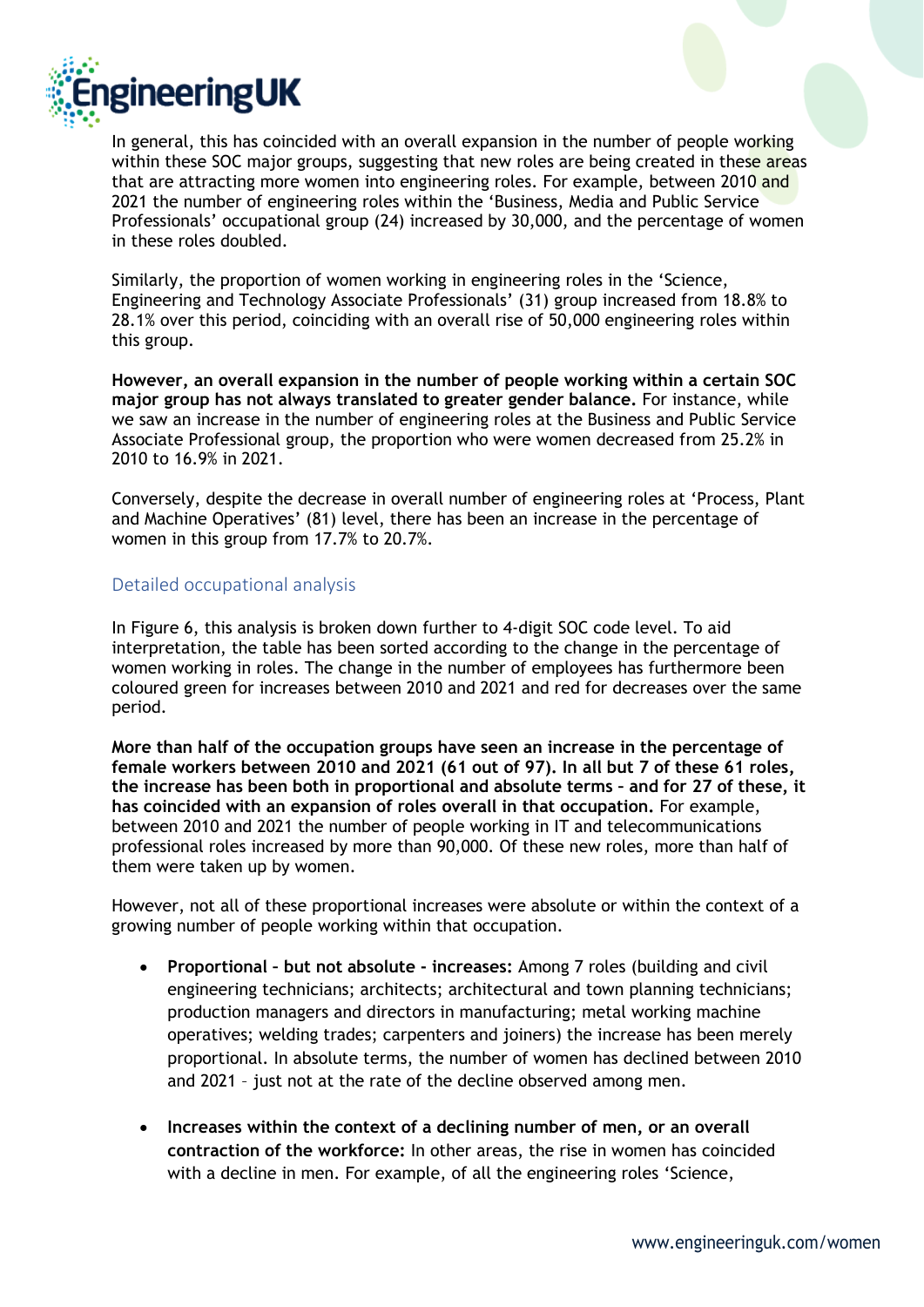In general, this has coincided with an overall expansion in the number of people working within these SOC major groups, suggesting that new roles are being created in these areas that are attracting more women into engineering roles. For example, between 2010 and 2021 the number of engineering roles within the 'Business, Media and Public Service Professionals' occupational group (24) increased by 30,000, and the percentage of women in these roles doubled.

Similarly, the proportion of women working in engineering roles in the 'Science, Engineering and Technology Associate Professionals' (31) group increased from 18.8% to 28.1% over this period, coinciding with an overall rise of 50,000 engineering roles within this group.

**However, an overall expansion in the number of people working within a certain SOC major group has not always translated to greater gender balance.** For instance, while we saw an increase in the number of engineering roles at the Business and Public Service Associate Professional group, the proportion who were women decreased from 25.2% in 2010 to 16.9% in 2021.

Conversely, despite the decrease in overall number of engineering roles at 'Process, Plant and Machine Operatives' (81) level, there has been an increase in the percentage of women in this group from 17.7% to 20.7%.

## Detailed occupational analysis

In Figure 6, this analysis is broken down further to 4-digit SOC code level. To aid interpretation, the table has been sorted according to the change in the percentage of women working in roles. The change in the number of employees has furthermore been coloured green for increases between 2010 and 2021 and red for decreases over the same period.

**More than half of the occupation groups have seen an increase in the percentage of female workers between 2010 and 2021 (61 out of 97). In all but 7 of these 61 roles, the increase has been both in proportional and absolute terms - and for 27 of these, it has coincided with an expansion of roles overall in that occupation.** For example, between 2010 and 2021 the number of people working in IT and telecommunications professional roles increased by more than 90,000. Of these new roles, more than half of them were taken up by women.

However, not all of these proportional increases were absolute or within the context of a growing number of people working within that occupation.

- **Proportional – but not absolute - increases:** Among 7 roles (building and civil engineering technicians; architects; architectural and town planning technicians; production managers and directors in manufacturing; metal working machine operatives; welding trades; carpenters and joiners) the increase has been merely proportional. In absolute terms, the number of women has declined between 2010 and 2021 – just not at the rate of the decline observed among men.

- **Increases within the context of a declining number of men, or an overall contraction of the workforce:** In other areas, the rise in women has coincided with a decline in men. For example, of all the engineering roles 'Science,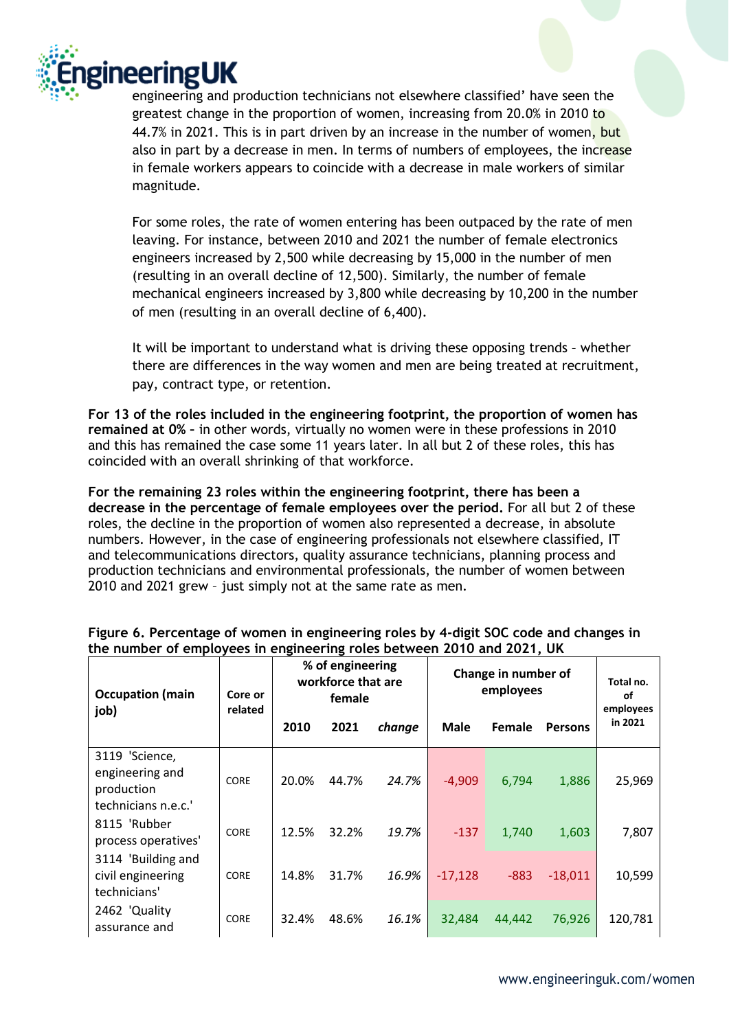engineering and production technicians not elsewhere classified' have seen the greatest change in the proportion of women, increasing from 20.0% in 2010 to 44.7% in 2021. This is in part driven by an increase in the number of women, but also in part by a decrease in men. In terms of numbers of employees, the increase in female workers appears to coincide with a decrease in male workers of similar magnitude.

For some roles, the rate of women entering has been outpaced by the rate of men leaving. For instance, between 2010 and 2021 the number of female electronics engineers increased by 2,500 while decreasing by 15,000 in the number of men (resulting in an overall decline of 12,500). Similarly, the number of female mechanical engineers increased by 3,800 while decreasing by 10,200 in the number of men (resulting in an overall decline of 6,400).

It will be important to understand what is driving these opposing trends – whether there are differences in the way women and men are being treated at recruitment, pay, contract type, or retention.

**For 13 of the roles included in the engineering footprint, the proportion of women has remained at 0% -** in other words, virtually no women were in these professions in 2010 and this has remained the case some 11 years later. In all but 2 of these roles, this has coincided with an overall shrinking of that workforce.

**For the remaining 23 roles within the engineering footprint, there has been a decrease in the percentage of female employees over the period.** For all but 2 of these roles, the decline in the proportion of women also represented a decrease, in absolute numbers. However, in the case of engineering professionals not elsewhere classified, IT and telecommunications directors, quality assurance technicians, planning process and production technicians and environmental professionals, the number of women between 2010 and 2021 grew – just simply not at the same rate as men.

**Figure 6. Percentage of women in engineering roles by 4-digit SOC code and changes in the number of employees in engineering roles between 2010 and 2021, UK**

| Occupation (main job) | Core or related | % of engineering workforce that are female | | | Change in number of employees | | | Total no. of employees in 2021 |
|---|---|---|---|---|---|---|---|---|
| | | 2010 | 2021 | *change* | Male | Female | Persons | |
| 3119 'Science, engineering and production technicians n.e.c.' | CORE | 20.0% | 44.7% | *24.7%* | -4,909 | 6,794 | 1,886 | 25,969 |
| 8115 'Rubber process operatives' | CORE | 12.5% | 32.2% | *19.7%* | -137 | 1,740 | 1,603 | 7,807 |
| 3114 'Building and civil engineering technicians' | CORE | 14.8% | 31.7% | *16.9%* | -17,128 | -883 | -18,011 | 10,599 |
| 2462 'Quality assurance and | CORE | 32.4% | 48.6% | *16.1%* | 32,484 | 44,442 | 76,926 | 120,781 |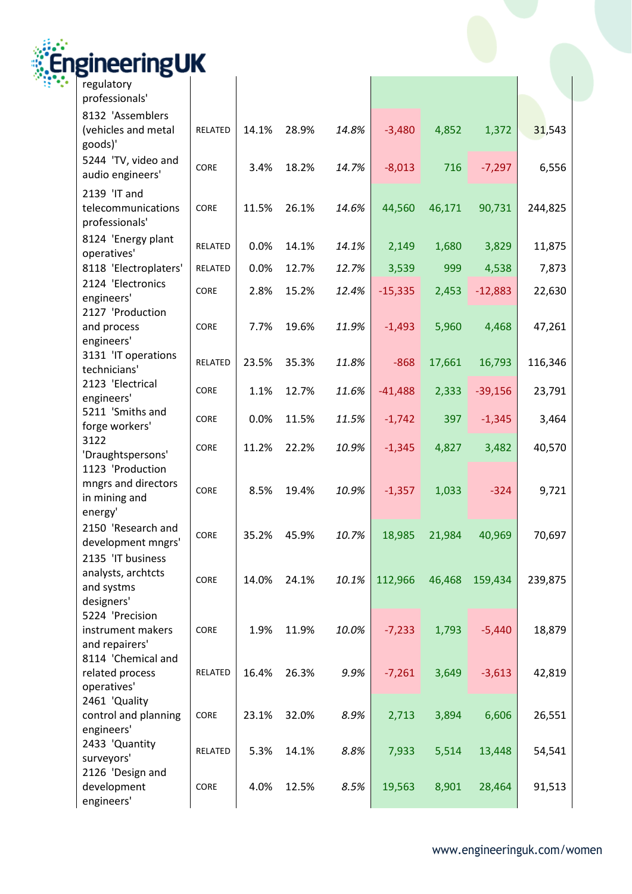| | | | | | | | | |
|---|---|---|---|---|---|---|---|---|
| regulatory professionals' | | | | | | | | |
| 8132 'Assemblers (vehicles and metal goods)' | RELATED | 14.1% | 28.9% | *14.8%* | -3,480 | 4,852 | 1,372 | 31,543 |
| 5244 'TV, video and audio engineers' | CORE | 3.4% | 18.2% | *14.7%* | -8,013 | 716 | -7,297 | 6,556 |
| 2139 'IT and telecommunications professionals' | CORE | 11.5% | 26.1% | *14.6%* | 44,560 | 46,171 | 90,731 | 244,825 |
| 8124 'Energy plant operatives' | RELATED | 0.0% | 14.1% | *14.1%* | 2,149 | 1,680 | 3,829 | 11,875 |
| 8118 'Electroplaters' | RELATED | 0.0% | 12.7% | *12.7%* | 3,539 | 999 | 4,538 | 7,873 |
| 2124 'Electronics engineers' | CORE | 2.8% | 15.2% | *12.4%* | -15,335 | 2,453 | -12,883 | 22,630 |
| 2127 'Production and process engineers' | CORE | 7.7% | 19.6% | *11.9%* | -1,493 | 5,960 | 4,468 | 47,261 |
| 3131 'IT operations technicians' | RELATED | 23.5% | 35.3% | *11.8%* | -868 | 17,661 | 16,793 | 116,346 |
| 2123 'Electrical engineers' | CORE | 1.1% | 12.7% | *11.6%* | -41,488 | 2,333 | -39,156 | 23,791 |
| 5211 'Smiths and forge workers' | CORE | 0.0% | 11.5% | *11.5%* | -1,742 | 397 | -1,345 | 3,464 |
| 3122 'Draughtspersons' | CORE | 11.2% | 22.2% | *10.9%* | -1,345 | 4,827 | 3,482 | 40,570 |
| 1123 'Production mngrs and directors in mining and energy' | CORE | 8.5% | 19.4% | *10.9%* | -1,357 | 1,033 | -324 | 9,721 |
| 2150 'Research and development mngrs' | CORE | 35.2% | 45.9% | *10.7%* | 18,985 | 21,984 | 40,969 | 70,697 |
| 2135 'IT business analysts, archtcts and systms designers' | CORE | 14.0% | 24.1% | *10.1%* | 112,966 | 46,468 | 159,434 | 239,875 |
| 5224 'Precision instrument makers and repairers' | CORE | 1.9% | 11.9% | *10.0%* | -7,233 | 1,793 | -5,440 | 18,879 |
| 8114 'Chemical and related process operatives' | RELATED | 16.4% | 26.3% | *9.9%* | -7,261 | 3,649 | -3,613 | 42,819 |
| 2461 'Quality control and planning engineers' | CORE | 23.1% | 32.0% | *8.9%* | 2,713 | 3,894 | 6,606 | 26,551 |
| 2433 'Quantity surveyors' | RELATED | 5.3% | 14.1% | *8.8%* | 7,933 | 5,514 | 13,448 | 54,541 |
| 2126 'Design and development engineers' | CORE | 4.0% | 12.5% | *8.5%* | 19,563 | 8,901 | 28,464 | 91,513 |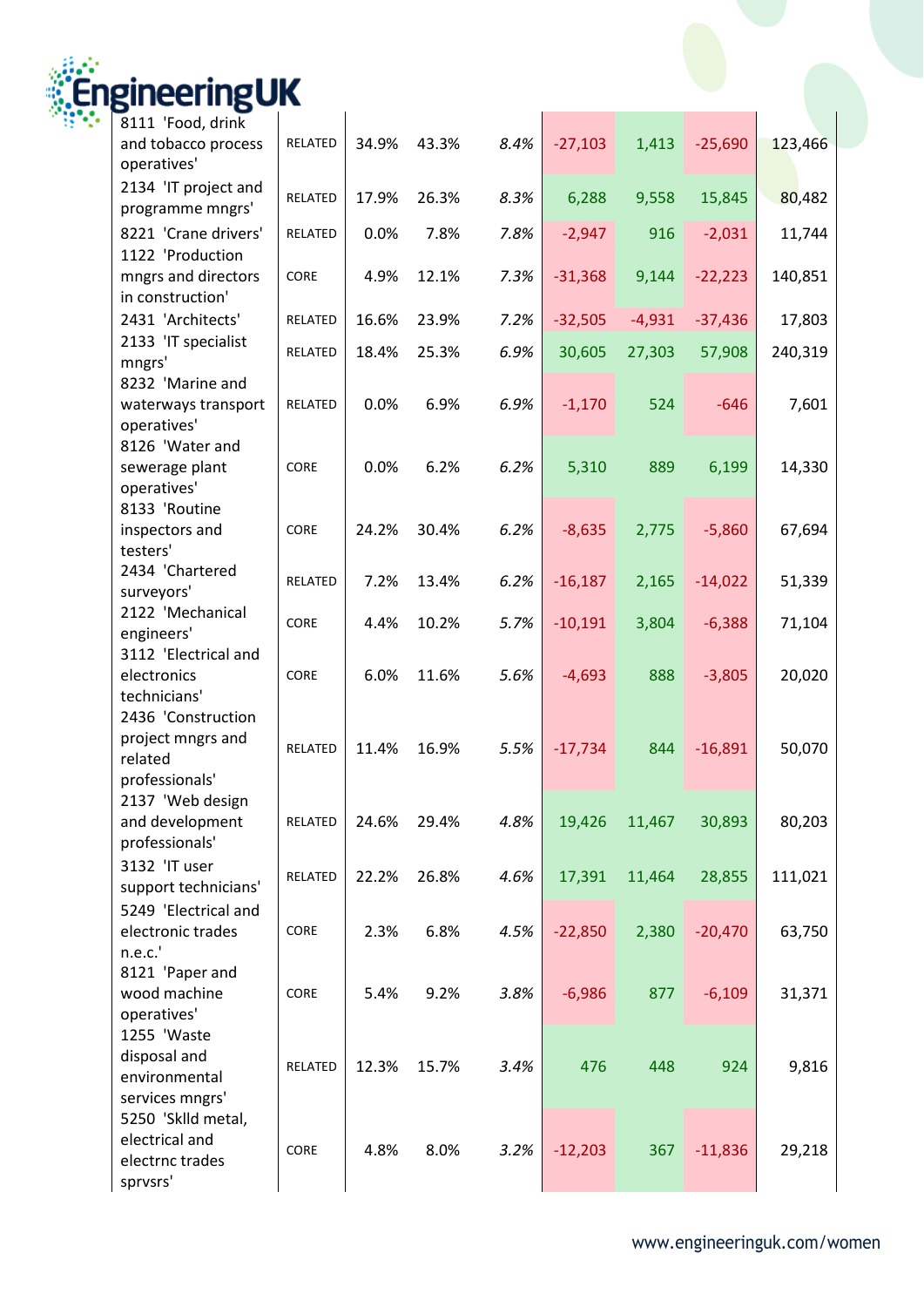| | | | | | | | | |
|---|---|---|---|---|---|---|---|---|
| 8111 'Food, drink and tobacco process operatives' | RELATED | 34.9% | 43.3% | *8.4%* | -27,103 | 1,413 | -25,690 | 123,466 |
| 2134 'IT project and programme mngrs' | RELATED | 17.9% | 26.3% | *8.3%* | 6,288 | 9,558 | 15,845 | 80,482 |
| 8221 'Crane drivers' | RELATED | 0.0% | 7.8% | *7.8%* | -2,947 | 916 | -2,031 | 11,744 |
| 1122 'Production mngrs and directors in construction' | CORE | 4.9% | 12.1% | *7.3%* | -31,368 | 9,144 | -22,223 | 140,851 |
| 2431 'Architects' | RELATED | 16.6% | 23.9% | *7.2%* | -32,505 | -4,931 | -37,436 | 17,803 |
| 2133 'IT specialist mngrs' | RELATED | 18.4% | 25.3% | *6.9%* | 30,605 | 27,303 | 57,908 | 240,319 |
| 8232 'Marine and waterways transport operatives' | RELATED | 0.0% | 6.9% | *6.9%* | -1,170 | 524 | -646 | 7,601 |
| 8126 'Water and sewerage plant operatives' | CORE | 0.0% | 6.2% | *6.2%* | 5,310 | 889 | 6,199 | 14,330 |
| 8133 'Routine inspectors and testers' | CORE | 24.2% | 30.4% | *6.2%* | -8,635 | 2,775 | -5,860 | 67,694 |
| 2434 'Chartered surveyors' | RELATED | 7.2% | 13.4% | *6.2%* | -16,187 | 2,165 | -14,022 | 51,339 |
| 2122 'Mechanical engineers' | CORE | 4.4% | 10.2% | *5.7%* | -10,191 | 3,804 | -6,388 | 71,104 |
| 3112 'Electrical and electronics technicians' | CORE | 6.0% | 11.6% | *5.6%* | -4,693 | 888 | -3,805 | 20,020 |
| 2436 'Construction project mngrs and related professionals' | RELATED | 11.4% | 16.9% | *5.5%* | -17,734 | 844 | -16,891 | 50,070 |
| 2137 'Web design and development professionals' | RELATED | 24.6% | 29.4% | *4.8%* | 19,426 | 11,467 | 30,893 | 80,203 |
| 3132 'IT user support technicians' | RELATED | 22.2% | 26.8% | *4.6%* | 17,391 | 11,464 | 28,855 | 111,021 |
| 5249 'Electrical and electronic trades n.e.c.' | CORE | 2.3% | 6.8% | *4.5%* | -22,850 | 2,380 | -20,470 | 63,750 |
| 8121 'Paper and wood machine operatives' | CORE | 5.4% | 9.2% | *3.8%* | -6,986 | 877 | -6,109 | 31,371 |
| 1255 'Waste disposal and environmental services mngrs' | RELATED | 12.3% | 15.7% | *3.4%* | 476 | 448 | 924 | 9,816 |
| 5250 'Sklld metal, electrical and electrnc trades sprvsrs' | CORE | 4.8% | 8.0% | *3.2%* | -12,203 | 367 | -11,836 | 29,218 |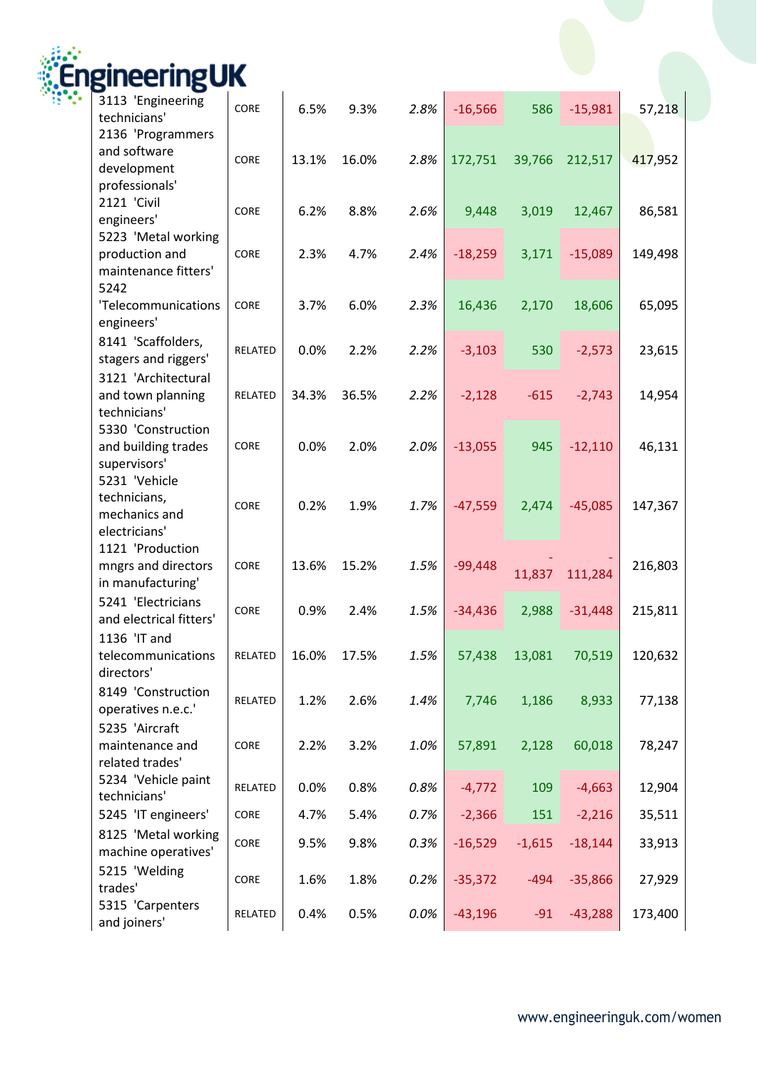| | | | | | | | | |
|---|---|---|---|---|---|---|---|---|
| 3113 'Engineering technicians' | CORE | 6.5% | 9.3% | *2.8%* | -16,566 | 586 | -15,981 | 57,218 |
| 2136 'Programmers and software development professionals' | CORE | 13.1% | 16.0% | *2.8%* | 172,751 | 39,766 | 212,517 | 417,952 |
| 2121 'Civil engineers' | CORE | 6.2% | 8.8% | *2.6%* | 9,448 | 3,019 | 12,467 | 86,581 |
| 5223 'Metal working production and maintenance fitters' | CORE | 2.3% | 4.7% | *2.4%* | -18,259 | 3,171 | -15,089 | 149,498 |
| 5242 'Telecommunications engineers' | CORE | 3.7% | 6.0% | *2.3%* | 16,436 | 2,170 | 18,606 | 65,095 |
| 8141 'Scaffolders, stagers and riggers' | RELATED | 0.0% | 2.2% | *2.2%* | -3,103 | 530 | -2,573 | 23,615 |
| 3121 'Architectural and town planning technicians' | RELATED | 34.3% | 36.5% | *2.2%* | -2,128 | -615 | -2,743 | 14,954 |
| 5330 'Construction and building trades supervisors' | CORE | 0.0% | 2.0% | *2.0%* | -13,055 | 945 | -12,110 | 46,131 |
| 5231 'Vehicle technicians, mechanics and electricians' | CORE | 0.2% | 1.9% | *1.7%* | -47,559 | 2,474 | -45,085 | 147,367 |
| 1121 'Production mngrs and directors in manufacturing' | CORE | 13.6% | 15.2% | *1.5%* | -99,448 | -11,837 | -111,284 | 216,803 |
| 5241 'Electricians and electrical fitters' | CORE | 0.9% | 2.4% | *1.5%* | -34,436 | 2,988 | -31,448 | 215,811 |
| 1136 'IT and telecommunications directors' | RELATED | 16.0% | 17.5% | *1.5%* | 57,438 | 13,081 | 70,519 | 120,632 |
| 8149 'Construction operatives n.e.c.' | RELATED | 1.2% | 2.6% | *1.4%* | 7,746 | 1,186 | 8,933 | 77,138 |
| 5235 'Aircraft maintenance and related trades' | CORE | 2.2% | 3.2% | *1.0%* | 57,891 | 2,128 | 60,018 | 78,247 |
| 5234 'Vehicle paint technicians' | RELATED | 0.0% | 0.8% | *0.8%* | -4,772 | 109 | -4,663 | 12,904 |
| 5245 'IT engineers' | CORE | 4.7% | 5.4% | *0.7%* | -2,366 | 151 | -2,216 | 35,511 |
| 8125 'Metal working machine operatives' | CORE | 9.5% | 9.8% | *0.3%* | -16,529 | -1,615 | -18,144 | 33,913 |
| 5215 'Welding trades' | CORE | 1.6% | 1.8% | *0.2%* | -35,372 | -494 | -35,866 | 27,929 |
| 5315 'Carpenters and joiners' | RELATED | 0.4% | 0.5% | *0.0%* | -43,196 | -91 | -43,288 | 173,400 |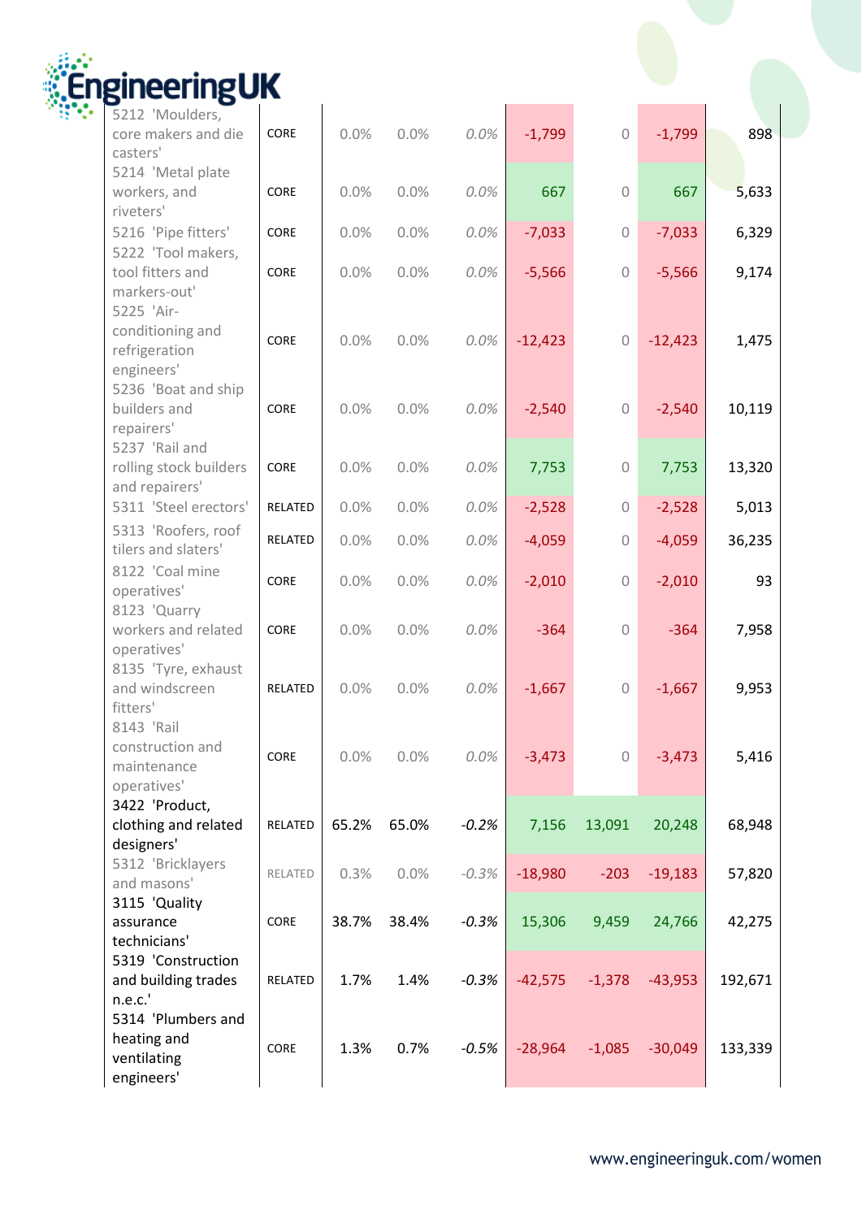| | | | | | | | | |
|---|---|---|---|---|---|---|---|---|
| 5212 'Moulders, core makers and die casters' | CORE | 0.0% | 0.0% | 0.0% | -1,799 | 0 | -1,799 | 898 |
| 5214 'Metal plate workers, and riveters' | CORE | 0.0% | 0.0% | 0.0% | 667 | 0 | 667 | 5,633 |
| 5216 'Pipe fitters' | CORE | 0.0% | 0.0% | 0.0% | -7,033 | 0 | -7,033 | 6,329 |
| 5222 'Tool makers, tool fitters and markers-out' | CORE | 0.0% | 0.0% | 0.0% | -5,566 | 0 | -5,566 | 9,174 |
| 5225 'Air-conditioning and refrigeration engineers' | CORE | 0.0% | 0.0% | 0.0% | -12,423 | 0 | -12,423 | 1,475 |
| 5236 'Boat and ship builders and repairers' | CORE | 0.0% | 0.0% | 0.0% | -2,540 | 0 | -2,540 | 10,119 |
| 5237 'Rail and rolling stock builders and repairers' | CORE | 0.0% | 0.0% | 0.0% | 7,753 | 0 | 7,753 | 13,320 |
| 5311 'Steel erectors' | RELATED | 0.0% | 0.0% | 0.0% | -2,528 | 0 | -2,528 | 5,013 |
| 5313 'Roofers, roof tilers and slaters' | RELATED | 0.0% | 0.0% | 0.0% | -4,059 | 0 | -4,059 | 36,235 |
| 8122 'Coal mine operatives' | CORE | 0.0% | 0.0% | 0.0% | -2,010 | 0 | -2,010 | 93 |
| 8123 'Quarry workers and related operatives' | CORE | 0.0% | 0.0% | 0.0% | -364 | 0 | -364 | 7,958 |
| 8135 'Tyre, exhaust and windscreen fitters' | RELATED | 0.0% | 0.0% | 0.0% | -1,667 | 0 | -1,667 | 9,953 |
| 8143 'Rail construction and maintenance operatives' | CORE | 0.0% | 0.0% | 0.0% | -3,473 | 0 | -3,473 | 5,416 |
| 3422 'Product, clothing and related designers' | RELATED | 65.2% | 65.0% | -0.2% | 7,156 | 13,091 | 20,248 | 68,948 |
| 5312 'Bricklayers and masons' | RELATED | 0.3% | 0.0% | -0.3% | -18,980 | -203 | -19,183 | 57,820 |
| 3115 'Quality assurance technicians' | CORE | 38.7% | 38.4% | -0.3% | 15,306 | 9,459 | 24,766 | 42,275 |
| 5319 'Construction and building trades n.e.c.' | RELATED | 1.7% | 1.4% | -0.3% | -42,575 | -1,378 | -43,953 | 192,671 |
| 5314 'Plumbers and heating and ventilating engineers' | CORE | 1.3% | 0.7% | -0.5% | -28,964 | -1,085 | -30,049 | 133,339 |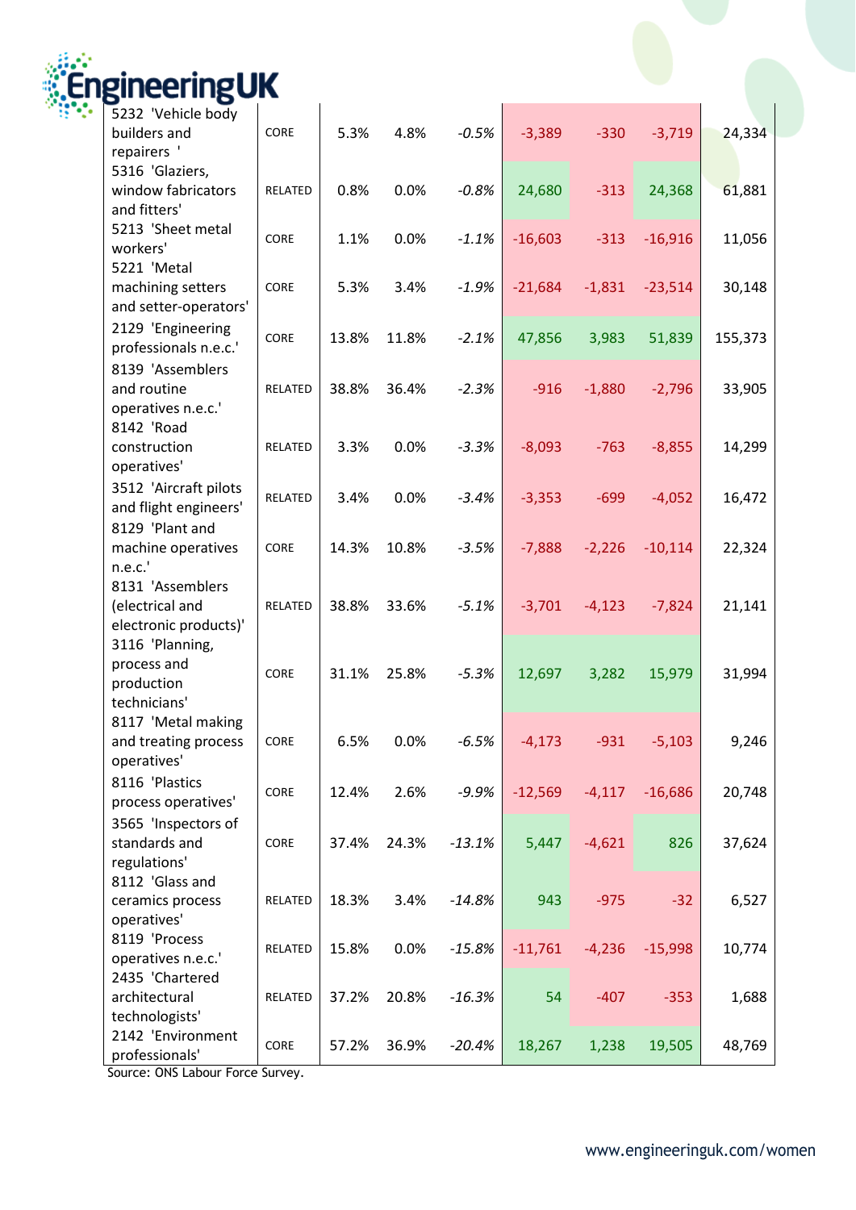| | | | | | | | | |
|---|---|---|---|---|---|---|---|---|
| 5232 'Vehicle body builders and repairers ' | CORE | 5.3% | 4.8% | -0.5% | -3,389 | -330 | -3,719 | 24,334 |
| 5316 'Glaziers, window fabricators and fitters' | RELATED | 0.8% | 0.0% | -0.8% | 24,680 | -313 | 24,368 | 61,881 |
| 5213 'Sheet metal workers' | CORE | 1.1% | 0.0% | -1.1% | -16,603 | -313 | -16,916 | 11,056 |
| 5221 'Metal machining setters and setter-operators' | CORE | 5.3% | 3.4% | -1.9% | -21,684 | -1,831 | -23,514 | 30,148 |
| 2129 'Engineering professionals n.e.c.' | CORE | 13.8% | 11.8% | -2.1% | 47,856 | 3,983 | 51,839 | 155,373 |
| 8139 'Assemblers and routine operatives n.e.c.' | RELATED | 38.8% | 36.4% | -2.3% | -916 | -1,880 | -2,796 | 33,905 |
| 8142 'Road construction operatives' | RELATED | 3.3% | 0.0% | -3.3% | -8,093 | -763 | -8,855 | 14,299 |
| 3512 'Aircraft pilots and flight engineers' | RELATED | 3.4% | 0.0% | -3.4% | -3,353 | -699 | -4,052 | 16,472 |
| 8129 'Plant and machine operatives n.e.c.' | CORE | 14.3% | 10.8% | -3.5% | -7,888 | -2,226 | -10,114 | 22,324 |
| 8131 'Assemblers (electrical and electronic products)' | RELATED | 38.8% | 33.6% | -5.1% | -3,701 | -4,123 | -7,824 | 21,141 |
| 3116 'Planning, process and production technicians' | CORE | 31.1% | 25.8% | -5.3% | 12,697 | 3,282 | 15,979 | 31,994 |
| 8117 'Metal making and treating process operatives' | CORE | 6.5% | 0.0% | -6.5% | -4,173 | -931 | -5,103 | 9,246 |
| 8116 'Plastics process operatives' | CORE | 12.4% | 2.6% | -9.9% | -12,569 | -4,117 | -16,686 | 20,748 |
| 3565 'Inspectors of standards and regulations' | CORE | 37.4% | 24.3% | -13.1% | 5,447 | -4,621 | 826 | 37,624 |
| 8112 'Glass and ceramics process operatives' | RELATED | 18.3% | 3.4% | -14.8% | 943 | -975 | -32 | 6,527 |
| 8119 'Process operatives n.e.c.' | RELATED | 15.8% | 0.0% | -15.8% | -11,761 | -4,236 | -15,998 | 10,774 |
| 2435 'Chartered architectural technologists' | RELATED | 37.2% | 20.8% | -16.3% | 54 | -407 | -353 | 1,688 |
| 2142 'Environment professionals' | CORE | 57.2% | 36.9% | -20.4% | 18,267 | 1,238 | 19,505 | 48,769 |

Source: ONS Labour Force Survey.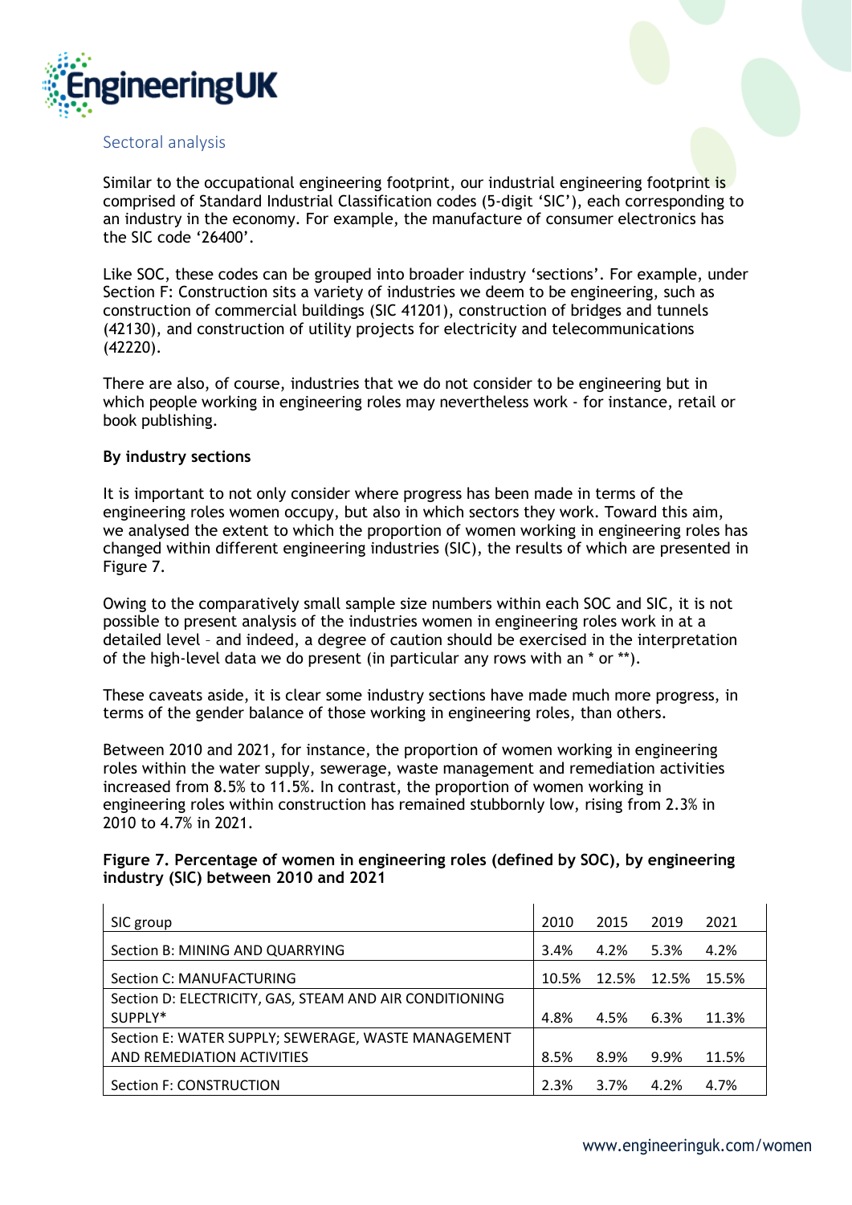## Sectoral analysis

Similar to the occupational engineering footprint, our industrial engineering footprint is comprised of Standard Industrial Classification codes (5-digit 'SIC'), each corresponding to an industry in the economy. For example, the manufacture of consumer electronics has the SIC code '26400'.

Like SOC, these codes can be grouped into broader industry 'sections'. For example, under Section F: Construction sits a variety of industries we deem to be engineering, such as construction of commercial buildings (SIC 41201), construction of bridges and tunnels (42130), and construction of utility projects for electricity and telecommunications (42220).

There are also, of course, industries that we do not consider to be engineering but in which people working in engineering roles may nevertheless work - for instance, retail or book publishing.

### By industry sections

It is important to not only consider where progress has been made in terms of the engineering roles women occupy, but also in which sectors they work. Toward this aim, we analysed the extent to which the proportion of women working in engineering roles has changed within different engineering industries (SIC), the results of which are presented in Figure 7.

Owing to the comparatively small sample size numbers within each SOC and SIC, it is not possible to present analysis of the industries women in engineering roles work in at a detailed level – and indeed, a degree of caution should be exercised in the interpretation of the high-level data we do present (in particular any rows with an * or **).

These caveats aside, it is clear some industry sections have made much more progress, in terms of the gender balance of those working in engineering roles, than others.

Between 2010 and 2021, for instance, the proportion of women working in engineering roles within the water supply, sewerage, waste management and remediation activities increased from 8.5% to 11.5%. In contrast, the proportion of women working in engineering roles within construction has remained stubbornly low, rising from 2.3% in 2010 to 4.7% in 2021.

**Figure 7. Percentage of women in engineering roles (defined by SOC), by engineering industry (SIC) between 2010 and 2021**

| SIC group | 2010 | 2015 | 2019 | 2021 |
|---|---|---|---|---|
| Section B: MINING AND QUARRYING | 3.4% | 4.2% | 5.3% | 4.2% |
| Section C: MANUFACTURING | 10.5% | 12.5% | 12.5% | 15.5% |
| Section D: ELECTRICITY, GAS, STEAM AND AIR CONDITIONING SUPPLY* | 4.8% | 4.5% | 6.3% | 11.3% |
| Section E: WATER SUPPLY; SEWERAGE, WASTE MANAGEMENT AND REMEDIATION ACTIVITIES | 8.5% | 8.9% | 9.9% | 11.5% |
| Section F: CONSTRUCTION | 2.3% | 3.7% | 4.2% | 4.7% |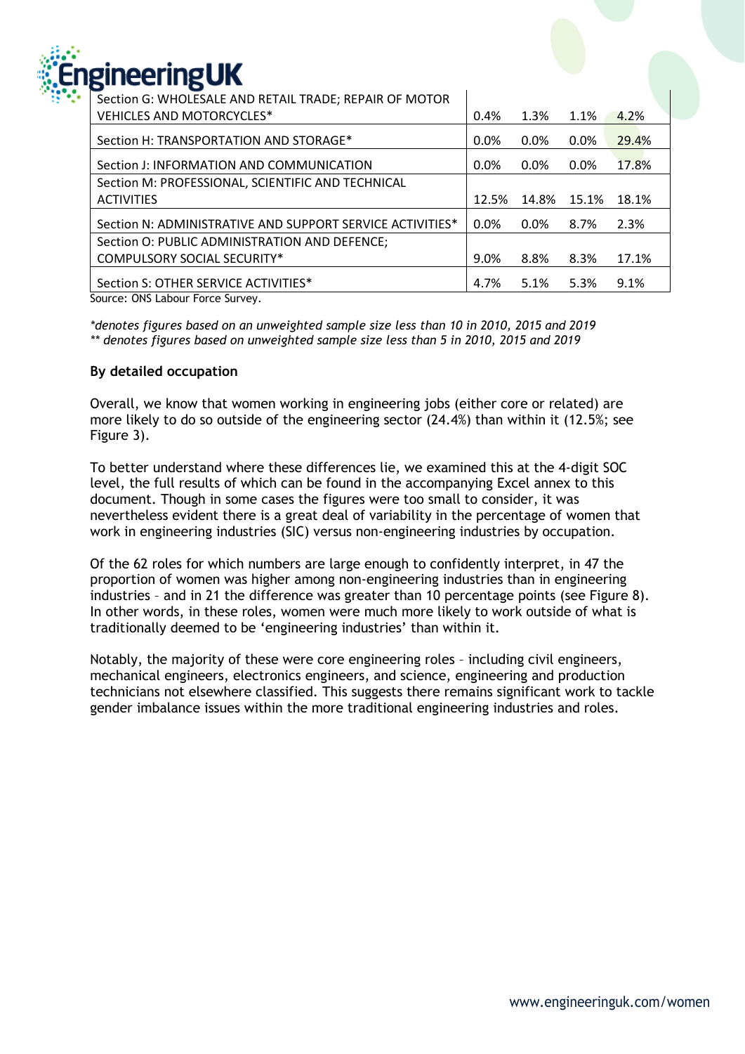| | | | | |
|---|---|---|---|---|
| Section G: WHOLESALE AND RETAIL TRADE; REPAIR OF MOTOR VEHICLES AND MOTORCYCLES* | 0.4% | 1.3% | 1.1% | 4.2% |
| Section H: TRANSPORTATION AND STORAGE* | 0.0% | 0.0% | 0.0% | 29.4% |
| Section J: INFORMATION AND COMMUNICATION | 0.0% | 0.0% | 0.0% | 17.8% |
| Section M: PROFESSIONAL, SCIENTIFIC AND TECHNICAL ACTIVITIES | 12.5% | 14.8% | 15.1% | 18.1% |
| Section N: ADMINISTRATIVE AND SUPPORT SERVICE ACTIVITIES* | 0.0% | 0.0% | 8.7% | 2.3% |
| Section O: PUBLIC ADMINISTRATION AND DEFENCE; COMPULSORY SOCIAL SECURITY* | 9.0% | 8.8% | 8.3% | 17.1% |
| Section S: OTHER SERVICE ACTIVITIES* | 4.7% | 5.1% | 5.3% | 9.1% |

Source: ONS Labour Force Survey.

*\*denotes figures based on an unweighted sample size less than 10 in 2010, 2015 and 2019*
*\*\* denotes figures based on unweighted sample size less than 5 in 2010, 2015 and 2019*

**By detailed occupation**

Overall, we know that women working in engineering jobs (either core or related) are more likely to do so outside of the engineering sector (24.4%) than within it (12.5%; see Figure 3).

To better understand where these differences lie, we examined this at the 4-digit SOC level, the full results of which can be found in the accompanying Excel annex to this document. Though in some cases the figures were too small to consider, it was nevertheless evident there is a great deal of variability in the percentage of women that work in engineering industries (SIC) versus non-engineering industries by occupation.

Of the 62 roles for which numbers are large enough to confidently interpret, in 47 the proportion of women was higher among non-engineering industries than in engineering industries – and in 21 the difference was greater than 10 percentage points (see Figure 8). In other words, in these roles, women were much more likely to work outside of what is traditionally deemed to be 'engineering industries' than within it.

Notably, the majority of these were core engineering roles – including civil engineers, mechanical engineers, electronics engineers, and science, engineering and production technicians not elsewhere classified. This suggests there remains significant work to tackle gender imbalance issues within the more traditional engineering industries and roles.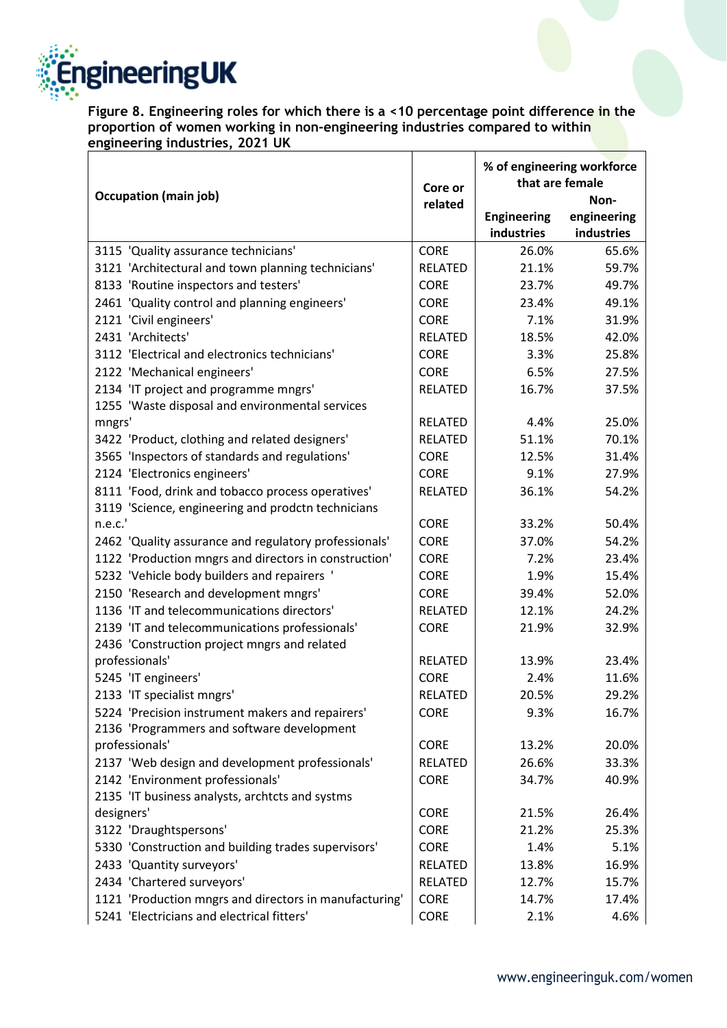**Figure 8. Engineering roles for which there is a <10 percentage point difference in the proportion of women working in non-engineering industries compared to within engineering industries, 2021 UK**

| Occupation (main job) | Core or related | % of engineering workforce that are female | |
|---|---|---|---|
| | | Engineering industries | Non-engineering industries |
| 3115 'Quality assurance technicians' | CORE | 26.0% | 65.6% |
| 3121 'Architectural and town planning technicians' | RELATED | 21.1% | 59.7% |
| 8133 'Routine inspectors and testers' | CORE | 23.7% | 49.7% |
| 2461 'Quality control and planning engineers' | CORE | 23.4% | 49.1% |
| 2121 'Civil engineers' | CORE | 7.1% | 31.9% |
| 2431 'Architects' | RELATED | 18.5% | 42.0% |
| 3112 'Electrical and electronics technicians' | CORE | 3.3% | 25.8% |
| 2122 'Mechanical engineers' | CORE | 6.5% | 27.5% |
| 2134 'IT project and programme mngrs' | RELATED | 16.7% | 37.5% |
| 1255 'Waste disposal and environmental services mngrs' | RELATED | 4.4% | 25.0% |
| 3422 'Product, clothing and related designers' | RELATED | 51.1% | 70.1% |
| 3565 'Inspectors of standards and regulations' | CORE | 12.5% | 31.4% |
| 2124 'Electronics engineers' | CORE | 9.1% | 27.9% |
| 8111 'Food, drink and tobacco process operatives' | RELATED | 36.1% | 54.2% |
| 3119 'Science, engineering and prodctn technicians n.e.c.' | CORE | 33.2% | 50.4% |
| 2462 'Quality assurance and regulatory professionals' | CORE | 37.0% | 54.2% |
| 1122 'Production mngrs and directors in construction' | CORE | 7.2% | 23.4% |
| 5232 'Vehicle body builders and repairers ' | CORE | 1.9% | 15.4% |
| 2150 'Research and development mngrs' | CORE | 39.4% | 52.0% |
| 1136 'IT and telecommunications directors' | RELATED | 12.1% | 24.2% |
| 2139 'IT and telecommunications professionals' | CORE | 21.9% | 32.9% |
| 2436 'Construction project mngrs and related professionals' | RELATED | 13.9% | 23.4% |
| 5245 'IT engineers' | CORE | 2.4% | 11.6% |
| 2133 'IT specialist mngrs' | RELATED | 20.5% | 29.2% |
| 5224 'Precision instrument makers and repairers' | CORE | 9.3% | 16.7% |
| 2136 'Programmers and software development professionals' | CORE | 13.2% | 20.0% |
| 2137 'Web design and development professionals' | RELATED | 26.6% | 33.3% |
| 2142 'Environment professionals' | CORE | 34.7% | 40.9% |
| 2135 'IT business analysts, archtcts and systms designers' | CORE | 21.5% | 26.4% |
| 3122 'Draughtspersons' | CORE | 21.2% | 25.3% |
| 5330 'Construction and building trades supervisors' | CORE | 1.4% | 5.1% |
| 2433 'Quantity surveyors' | RELATED | 13.8% | 16.9% |
| 2434 'Chartered surveyors' | RELATED | 12.7% | 15.7% |
| 1121 'Production mngrs and directors in manufacturing' | CORE | 14.7% | 17.4% |
| 5241 'Electricians and electrical fitters' | CORE | 2.1% | 4.6% |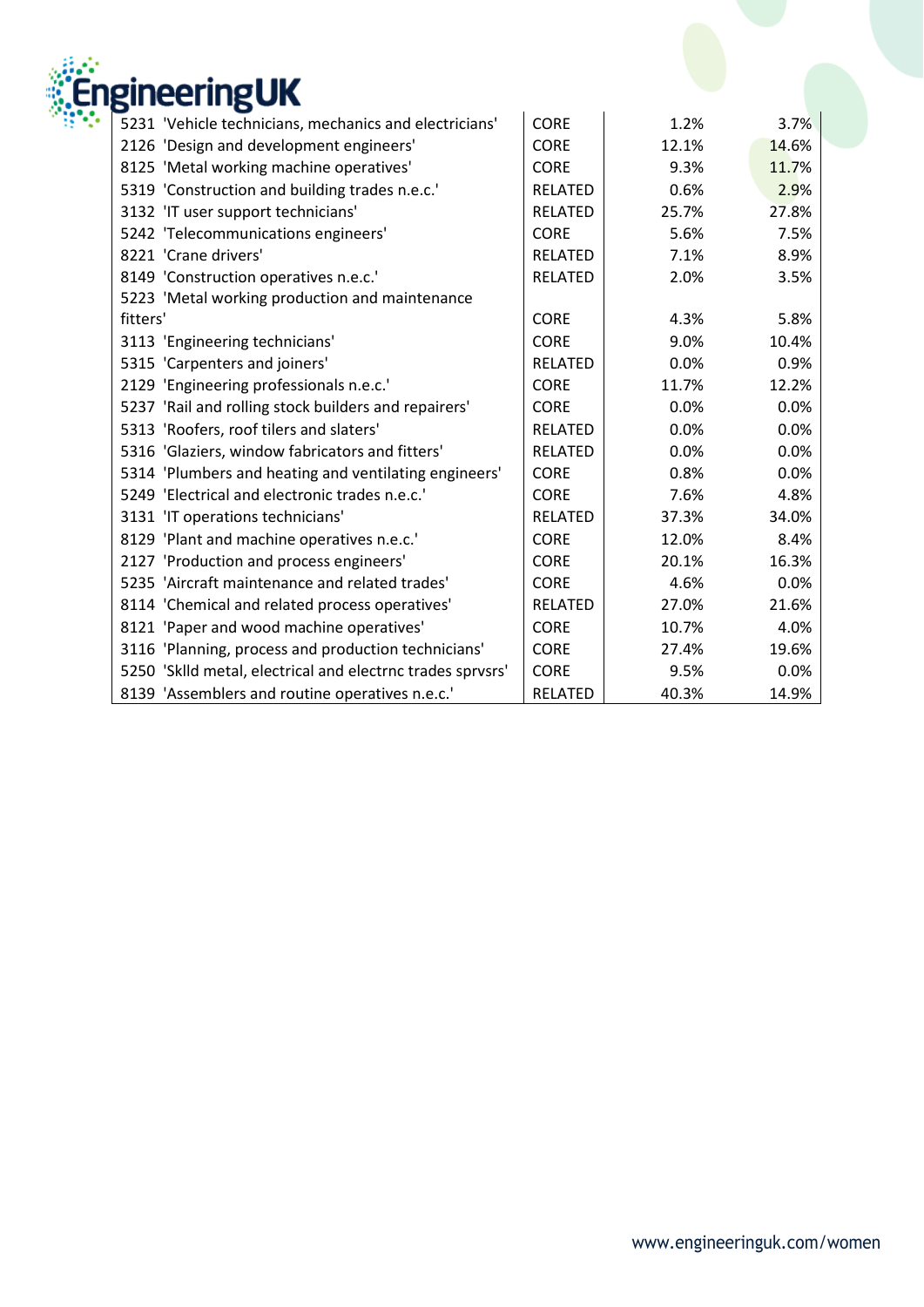| | | | |
|---|---|---|---|
| 5231 'Vehicle technicians, mechanics and electricians' | CORE | 1.2% | 3.7% |
| 2126 'Design and development engineers' | CORE | 12.1% | 14.6% |
| 8125 'Metal working machine operatives' | CORE | 9.3% | 11.7% |
| 5319 'Construction and building trades n.e.c.' | RELATED | 0.6% | 2.9% |
| 3132 'IT user support technicians' | RELATED | 25.7% | 27.8% |
| 5242 'Telecommunications engineers' | CORE | 5.6% | 7.5% |
| 8221 'Crane drivers' | RELATED | 7.1% | 8.9% |
| 8149 'Construction operatives n.e.c.' | RELATED | 2.0% | 3.5% |
| 5223 'Metal working production and maintenance fitters' | CORE | 4.3% | 5.8% |
| 3113 'Engineering technicians' | CORE | 9.0% | 10.4% |
| 5315 'Carpenters and joiners' | RELATED | 0.0% | 0.9% |
| 2129 'Engineering professionals n.e.c.' | CORE | 11.7% | 12.2% |
| 5237 'Rail and rolling stock builders and repairers' | CORE | 0.0% | 0.0% |
| 5313 'Roofers, roof tilers and slaters' | RELATED | 0.0% | 0.0% |
| 5316 'Glaziers, window fabricators and fitters' | RELATED | 0.0% | 0.0% |
| 5314 'Plumbers and heating and ventilating engineers' | CORE | 0.8% | 0.0% |
| 5249 'Electrical and electronic trades n.e.c.' | CORE | 7.6% | 4.8% |
| 3131 'IT operations technicians' | RELATED | 37.3% | 34.0% |
| 8129 'Plant and machine operatives n.e.c.' | CORE | 12.0% | 8.4% |
| 2127 'Production and process engineers' | CORE | 20.1% | 16.3% |
| 5235 'Aircraft maintenance and related trades' | CORE | 4.6% | 0.0% |
| 8114 'Chemical and related process operatives' | RELATED | 27.0% | 21.6% |
| 8121 'Paper and wood machine operatives' | CORE | 10.7% | 4.0% |
| 3116 'Planning, process and production technicians' | CORE | 27.4% | 19.6% |
| 5250 'Sklld metal, electrical and electrnc trades sprvsrs' | CORE | 9.5% | 0.0% |
| 8139 'Assemblers and routine operatives n.e.c.' | RELATED | 40.3% | 14.9% |